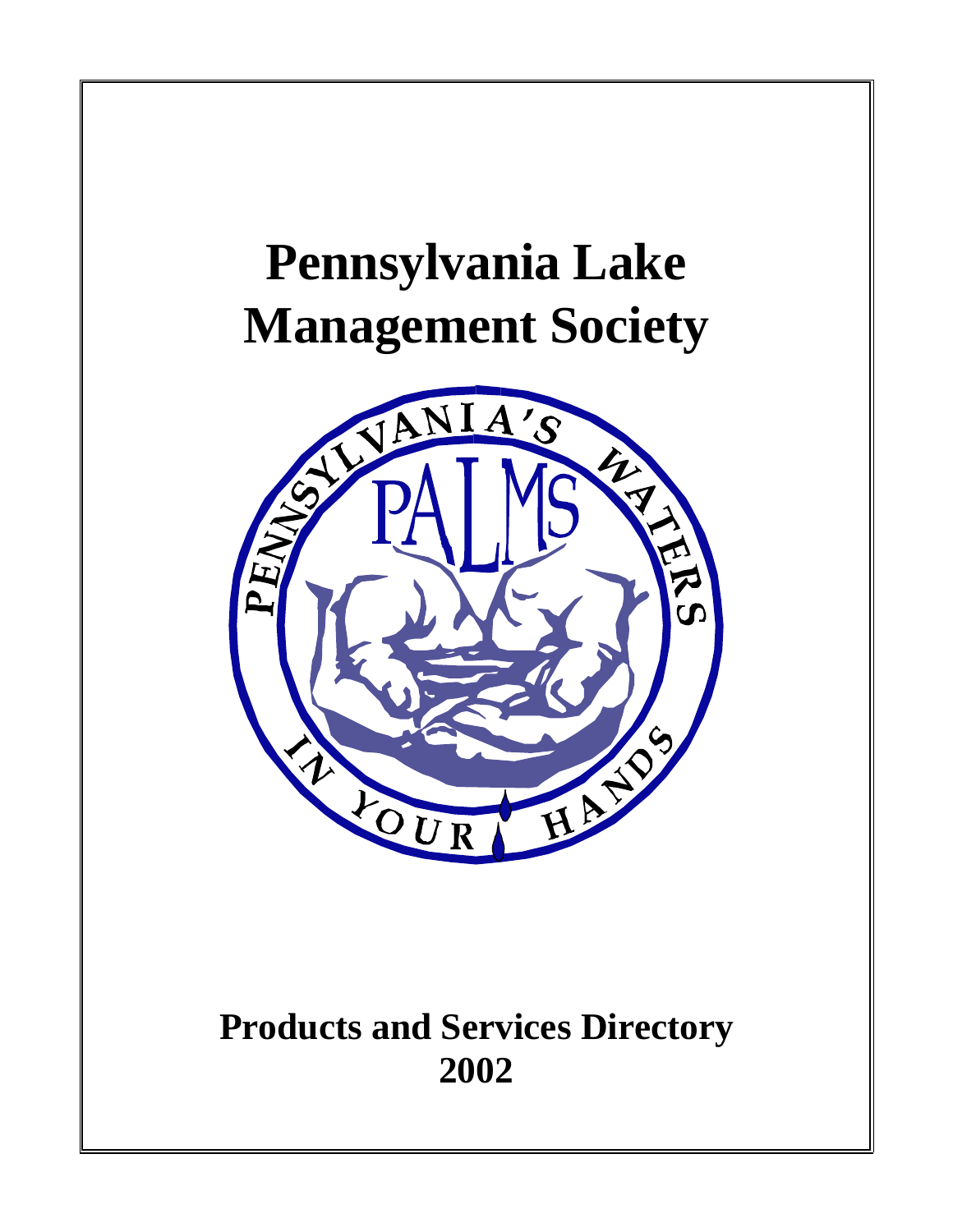# Pennsylvania Lake Management Society

PENNSYLVANIA'S WATERS IN YOUR HANDS

PALMS

## Products and Services Directory 2002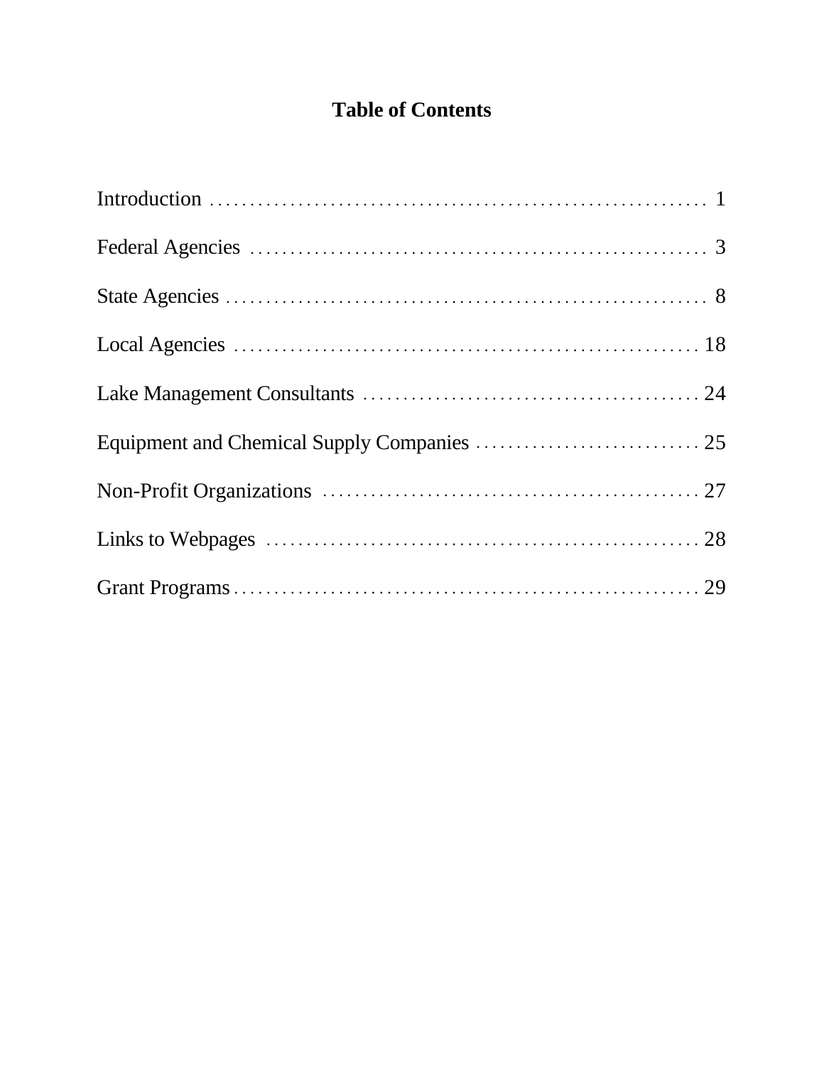# Table of Contents

| | |
|---|---|
| Introduction | 1 |
| Federal Agencies | 3 |
| State Agencies | 8 |
| Local Agencies | 18 |
| Lake Management Consultants | 24 |
| Equipment and Chemical Supply Companies | 25 |
| Non-Profit Organizations | 27 |
| Links to Webpages | 28 |
| Grant Programs | 29 |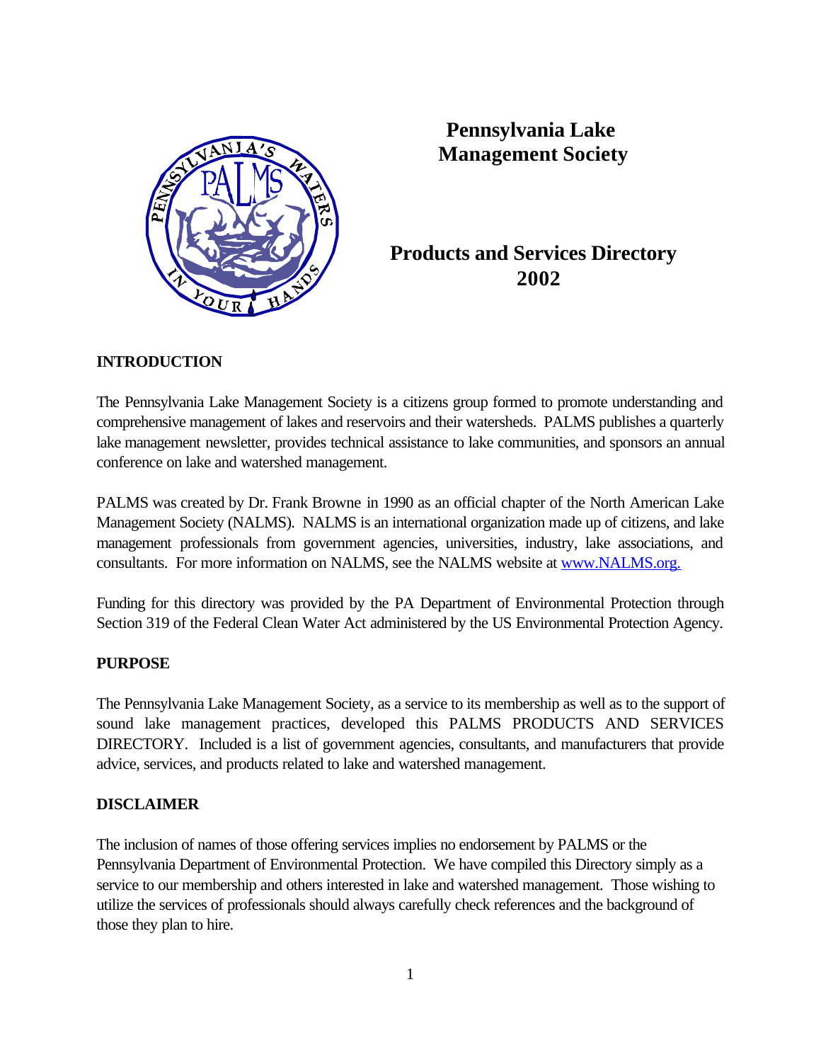# Pennsylvania Lake Management Society

## Products and Services Directory 2002

### INTRODUCTION

The Pennsylvania Lake Management Society is a citizens group formed to promote understanding and comprehensive management of lakes and reservoirs and their watersheds. PALMS publishes a quarterly lake management newsletter, provides technical assistance to lake communities, and sponsors an annual conference on lake and watershed management.

PALMS was created by Dr. Frank Browne in 1990 as an official chapter of the North American Lake Management Society (NALMS). NALMS is an international organization made up of citizens, and lake management professionals from government agencies, universities, industry, lake associations, and consultants. For more information on NALMS, see the NALMS website at [www.NALMS.org.](http://www.NALMS.org)

Funding for this directory was provided by the PA Department of Environmental Protection through Section 319 of the Federal Clean Water Act administered by the US Environmental Protection Agency.

### PURPOSE

The Pennsylvania Lake Management Society, as a service to its membership as well as to the support of sound lake management practices, developed this PALMS PRODUCTS AND SERVICES DIRECTORY. Included is a list of government agencies, consultants, and manufacturers that provide advice, services, and products related to lake and watershed management.

### DISCLAIMER

The inclusion of names of those offering services implies no endorsement by PALMS or the Pennsylvania Department of Environmental Protection. We have compiled this Directory simply as a service to our membership and others interested in lake and watershed management. Those wishing to utilize the services of professionals should always carefully check references and the background of those they plan to hire.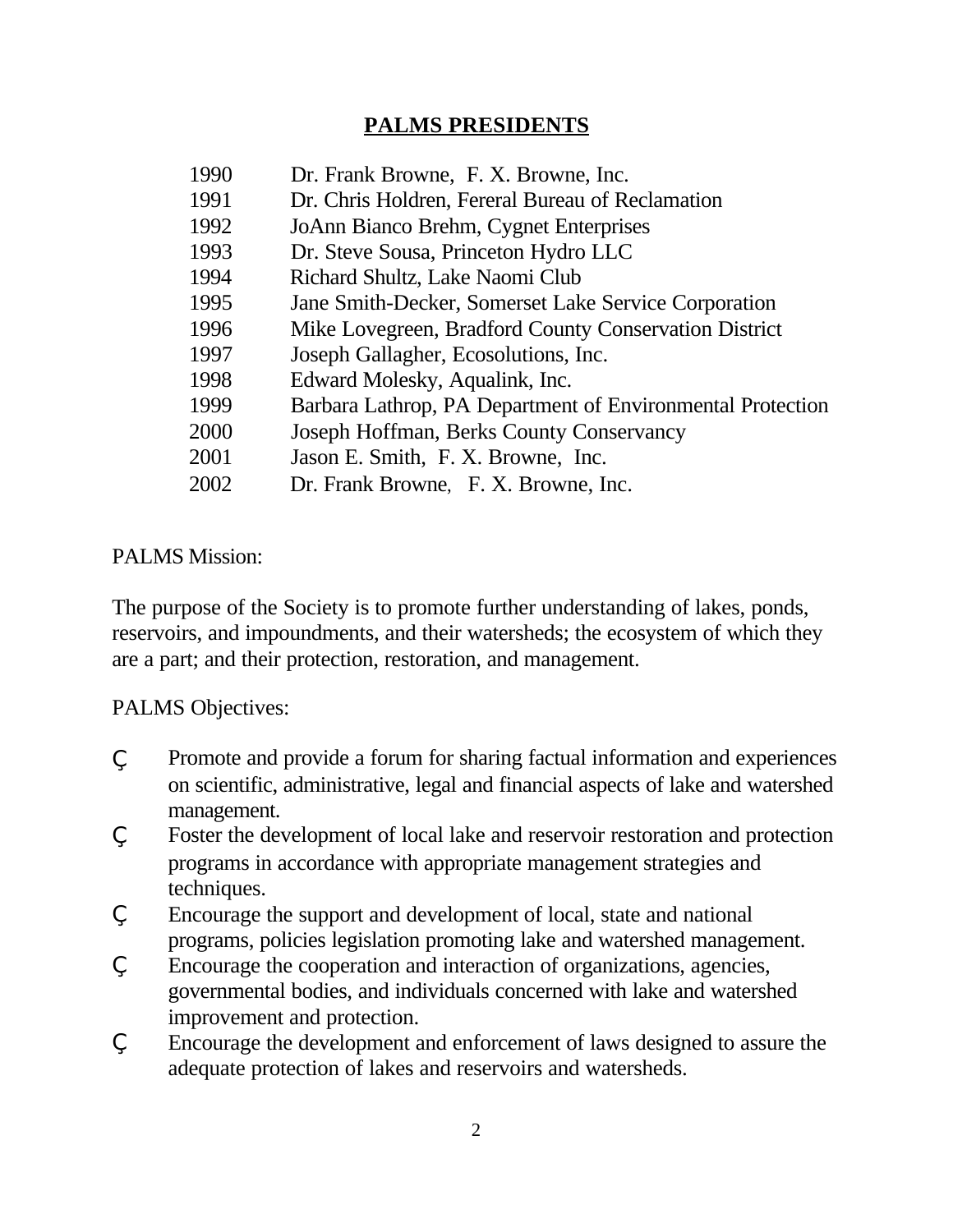## PALMS PRESIDENTS

| | |
|---|---|
| 1990 | Dr. Frank Browne, F. X. Browne, Inc. |
| 1991 | Dr. Chris Holdren, Fereral Bureau of Reclamation |
| 1992 | JoAnn Bianco Brehm, Cygnet Enterprises |
| 1993 | Dr. Steve Sousa, Princeton Hydro LLC |
| 1994 | Richard Shultz, Lake Naomi Club |
| 1995 | Jane Smith-Decker, Somerset Lake Service Corporation |
| 1996 | Mike Lovegreen, Bradford County Conservation District |
| 1997 | Joseph Gallagher, Ecosolutions, Inc. |
| 1998 | Edward Molesky, Aqualink, Inc. |
| 1999 | Barbara Lathrop, PA Department of Environmental Protection |
| 2000 | Joseph Hoffman, Berks County Conservancy |
| 2001 | Jason E. Smith, F. X. Browne, Inc. |
| 2002 | Dr. Frank Browne, F. X. Browne, Inc. |

PALMS Mission:

The purpose of the Society is to promote further understanding of lakes, ponds, reservoirs, and impoundments, and their watersheds; the ecosystem of which they are a part; and their protection, restoration, and management.

PALMS Objectives:

- Promote and provide a forum for sharing factual information and experiences on scientific, administrative, legal and financial aspects of lake and watershed management.
- Foster the development of local lake and reservoir restoration and protection programs in accordance with appropriate management strategies and techniques.
- Encourage the support and development of local, state and national programs, policies legislation promoting lake and watershed management.
- Encourage the cooperation and interaction of organizations, agencies, governmental bodies, and individuals concerned with lake and watershed improvement and protection.
- Encourage the development and enforcement of laws designed to assure the adequate protection of lakes and reservoirs and watersheds.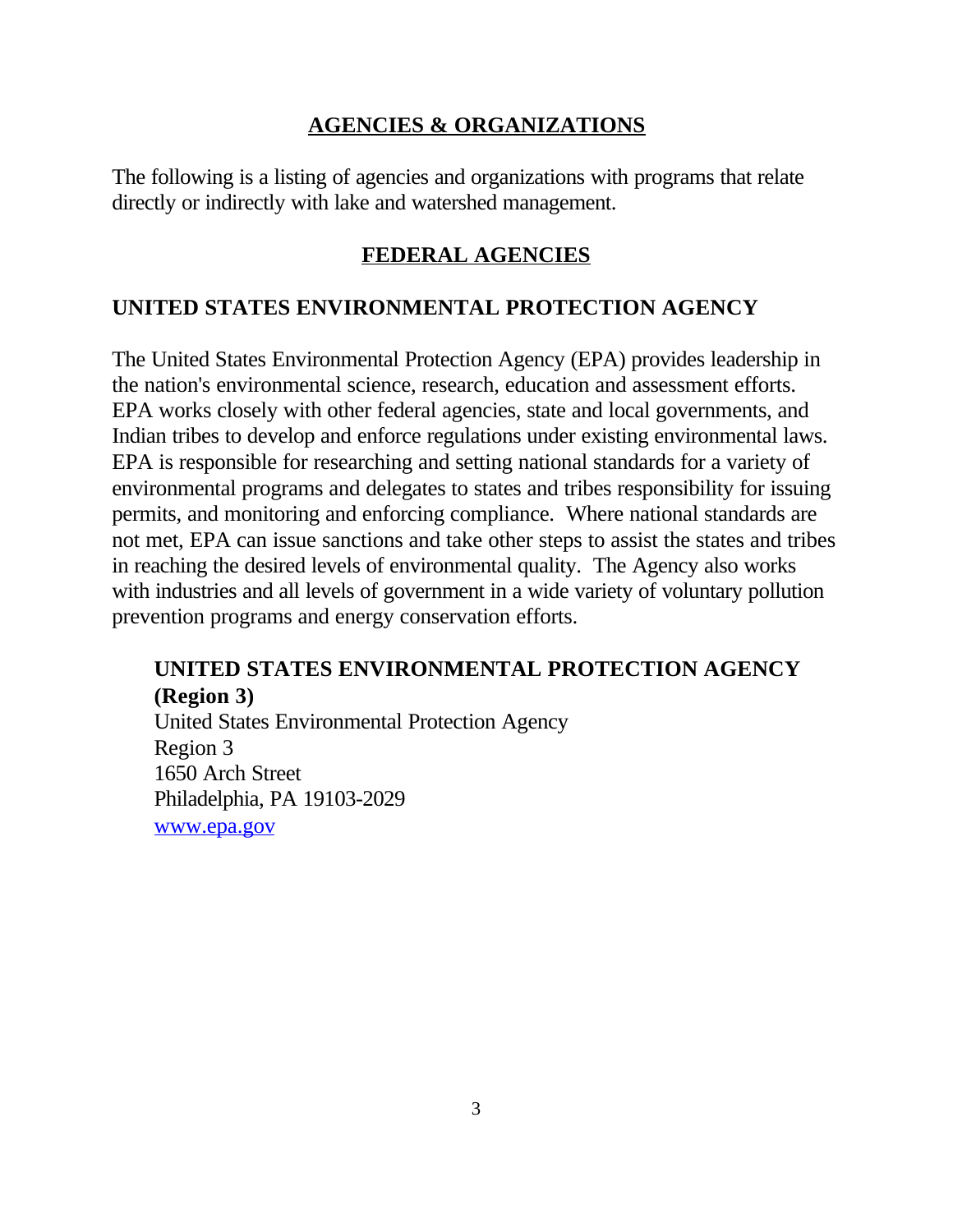# AGENCIES & ORGANIZATIONS

The following is a listing of agencies and organizations with programs that relate directly or indirectly with lake and watershed management.

## FEDERAL AGENCIES

### UNITED STATES ENVIRONMENTAL PROTECTION AGENCY

The United States Environmental Protection Agency (EPA) provides leadership in the nation's environmental science, research, education and assessment efforts. EPA works closely with other federal agencies, state and local governments, and Indian tribes to develop and enforce regulations under existing environmental laws. EPA is responsible for researching and setting national standards for a variety of environmental programs and delegates to states and tribes responsibility for issuing permits, and monitoring and enforcing compliance. Where national standards are not met, EPA can issue sanctions and take other steps to assist the states and tribes in reaching the desired levels of environmental quality. The Agency also works with industries and all levels of government in a wide variety of voluntary pollution prevention programs and energy conservation efforts.

**UNITED STATES ENVIRONMENTAL PROTECTION AGENCY (Region 3)**
United States Environmental Protection Agency
Region 3
1650 Arch Street
Philadelphia, PA 19103-2029
www.epa.gov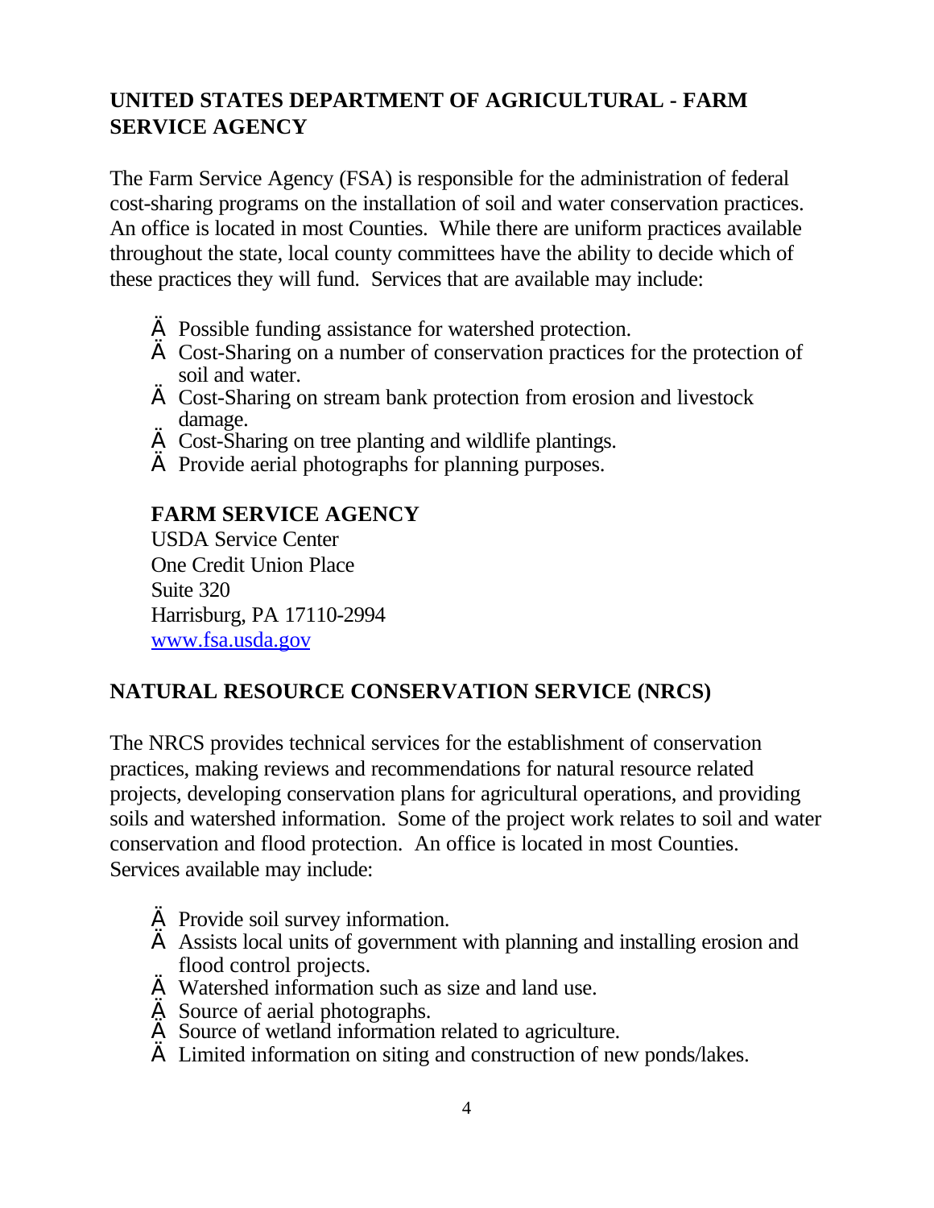## UNITED STATES DEPARTMENT OF AGRICULTURAL - FARM SERVICE AGENCY

The Farm Service Agency (FSA) is responsible for the administration of federal cost-sharing programs on the installation of soil and water conservation practices. An office is located in most Counties. While there are uniform practices available throughout the state, local county committees have the ability to decide which of these practices they will fund. Services that are available may include:

- Possible funding assistance for watershed protection.
- Cost-Sharing on a number of conservation practices for the protection of soil and water.
- Cost-Sharing on stream bank protection from erosion and livestock damage.
- Cost-Sharing on tree planting and wildlife plantings.
- Provide aerial photographs for planning purposes.

**FARM SERVICE AGENCY**
USDA Service Center
One Credit Union Place
Suite 320
Harrisburg, PA 17110-2994
www.fsa.usda.gov

## NATURAL RESOURCE CONSERVATION SERVICE (NRCS)

The NRCS provides technical services for the establishment of conservation practices, making reviews and recommendations for natural resource related projects, developing conservation plans for agricultural operations, and providing soils and watershed information. Some of the project work relates to soil and water conservation and flood protection. An office is located in most Counties. Services available may include:

- Provide soil survey information.
- Assists local units of government with planning and installing erosion and flood control projects.
- Watershed information such as size and land use.
- Source of aerial photographs.
- Source of wetland information related to agriculture.
- Limited information on siting and construction of new ponds/lakes.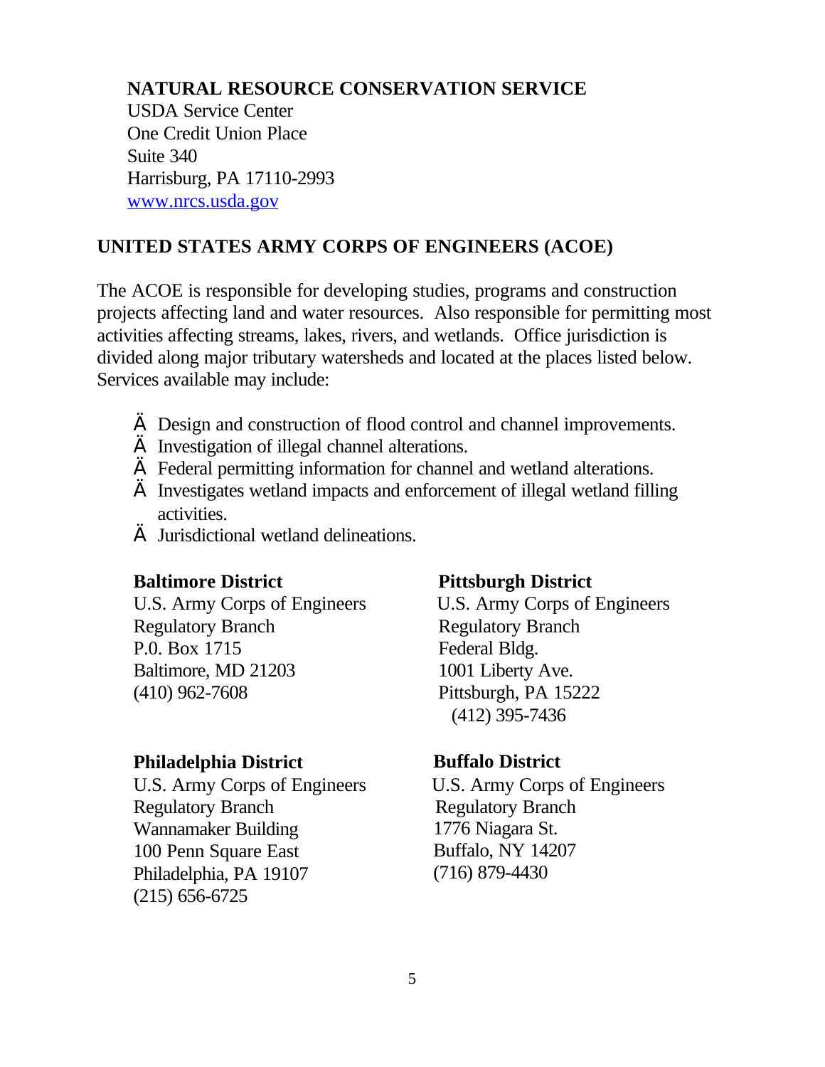**NATURAL RESOURCE CONSERVATION SERVICE**
USDA Service Center
One Credit Union Place
Suite 340
Harrisburg, PA 17110-2993
www.nrcs.usda.gov

## UNITED STATES ARMY CORPS OF ENGINEERS (ACOE)

The ACOE is responsible for developing studies, programs and construction projects affecting land and water resources. Also responsible for permitting most activities affecting streams, lakes, rivers, and wetlands. Office jurisdiction is divided along major tributary watersheds and located at the places listed below. Services available may include:

- Design and construction of flood control and channel improvements.
- Investigation of illegal channel alterations.
- Federal permitting information for channel and wetland alterations.
- Investigates wetland impacts and enforcement of illegal wetland filling activities.
- Jurisdictional wetland delineations.

**Baltimore District**
U.S. Army Corps of Engineers
Regulatory Branch
P.0. Box 1715
Baltimore, MD 21203
(410) 962-7608

**Pittsburgh District**
U.S. Army Corps of Engineers
Regulatory Branch
Federal Bldg.
1001 Liberty Ave.
Pittsburgh, PA 15222
(412) 395-7436

**Philadelphia District**
U.S. Army Corps of Engineers
Regulatory Branch
Wannamaker Building
100 Penn Square East
Philadelphia, PA 19107
(215) 656-6725

**Buffalo District**
U.S. Army Corps of Engineers
Regulatory Branch
1776 Niagara St.
Buffalo, NY 14207
(716) 879-4430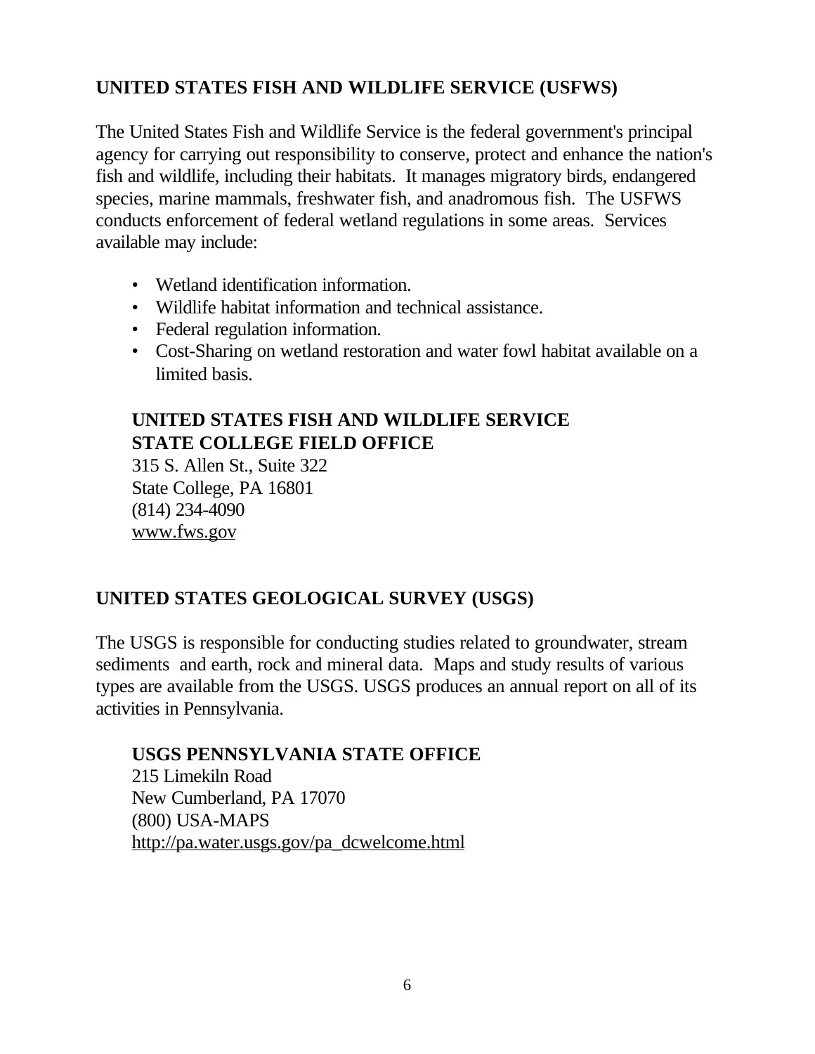## UNITED STATES FISH AND WILDLIFE SERVICE (USFWS)

The United States Fish and Wildlife Service is the federal government's principal agency for carrying out responsibility to conserve, protect and enhance the nation's fish and wildlife, including their habitats. It manages migratory birds, endangered species, marine mammals, freshwater fish, and anadromous fish. The USFWS conducts enforcement of federal wetland regulations in some areas. Services available may include:

- Wetland identification information.
- Wildlife habitat information and technical assistance.
- Federal regulation information.
- Cost-Sharing on wetland restoration and water fowl habitat available on a limited basis.

**UNITED STATES FISH AND WILDLIFE SERVICE**
**STATE COLLEGE FIELD OFFICE**
315 S. Allen St., Suite 322
State College, PA 16801
(814) 234-4090
www.fws.gov

## UNITED STATES GEOLOGICAL SURVEY (USGS)

The USGS is responsible for conducting studies related to groundwater, stream sediments and earth, rock and mineral data. Maps and study results of various types are available from the USGS. USGS produces an annual report on all of its activities in Pennsylvania.

**USGS PENNSYLVANIA STATE OFFICE**
215 Limekiln Road
New Cumberland, PA 17070
(800) USA-MAPS
http://pa.water.usgs.gov/pa_dcwelcome.html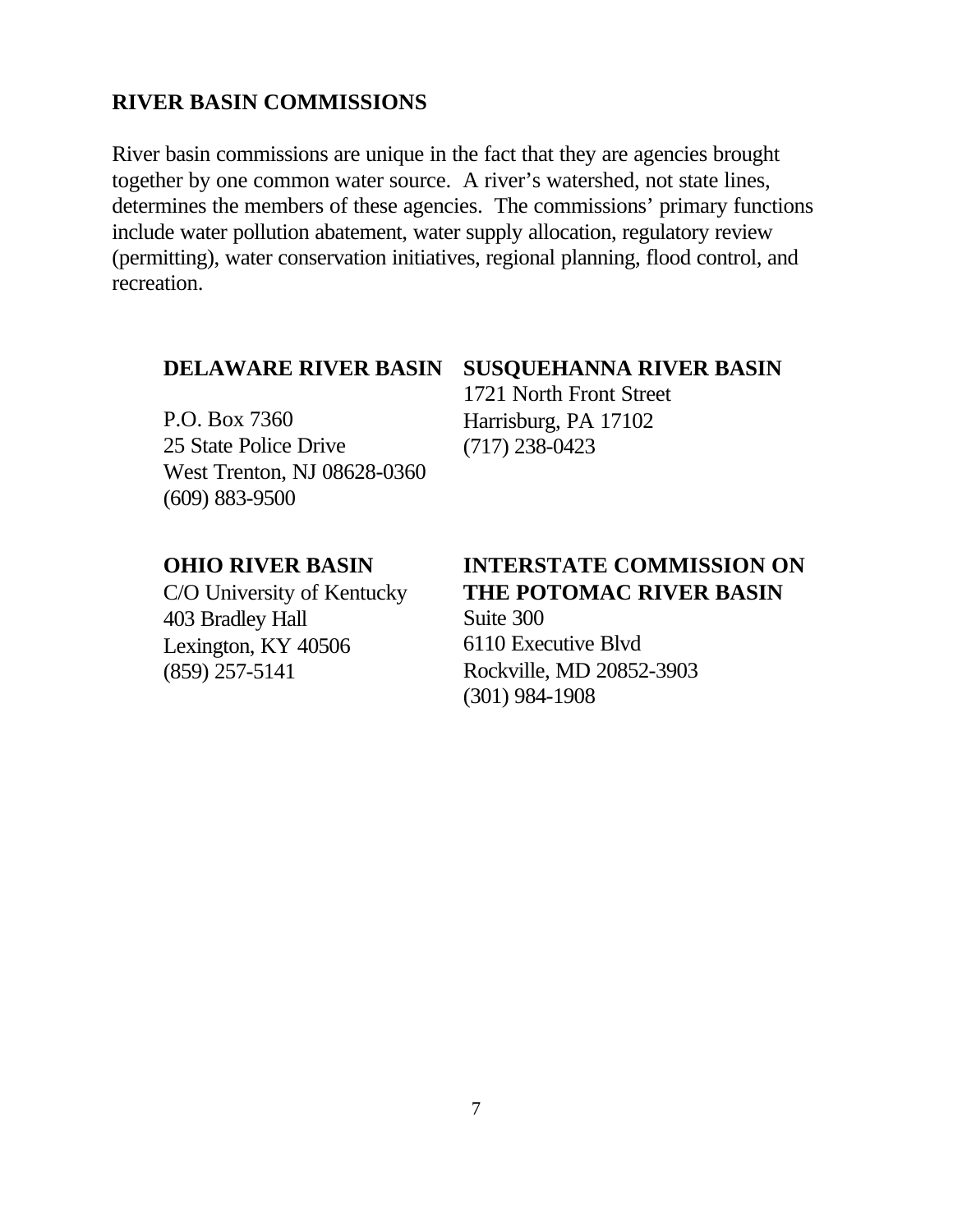## RIVER BASIN COMMISSIONS

River basin commissions are unique in the fact that they are agencies brought together by one common water source. A river's watershed, not state lines, determines the members of these agencies. The commissions' primary functions include water pollution abatement, water supply allocation, regulatory review (permitting), water conservation initiatives, regional planning, flood control, and recreation.

**DELAWARE RIVER BASIN**

P.O. Box 7360
25 State Police Drive
West Trenton, NJ 08628-0360
(609) 883-9500

**SUSQUEHANNA RIVER BASIN**
1721 North Front Street
Harrisburg, PA 17102
(717) 238-0423

**OHIO RIVER BASIN**
C/O University of Kentucky
403 Bradley Hall
Lexington, KY 40506
(859) 257-5141

**INTERSTATE COMMISSION ON THE POTOMAC RIVER BASIN**
Suite 300
6110 Executive Blvd
Rockville, MD 20852-3903
(301) 984-1908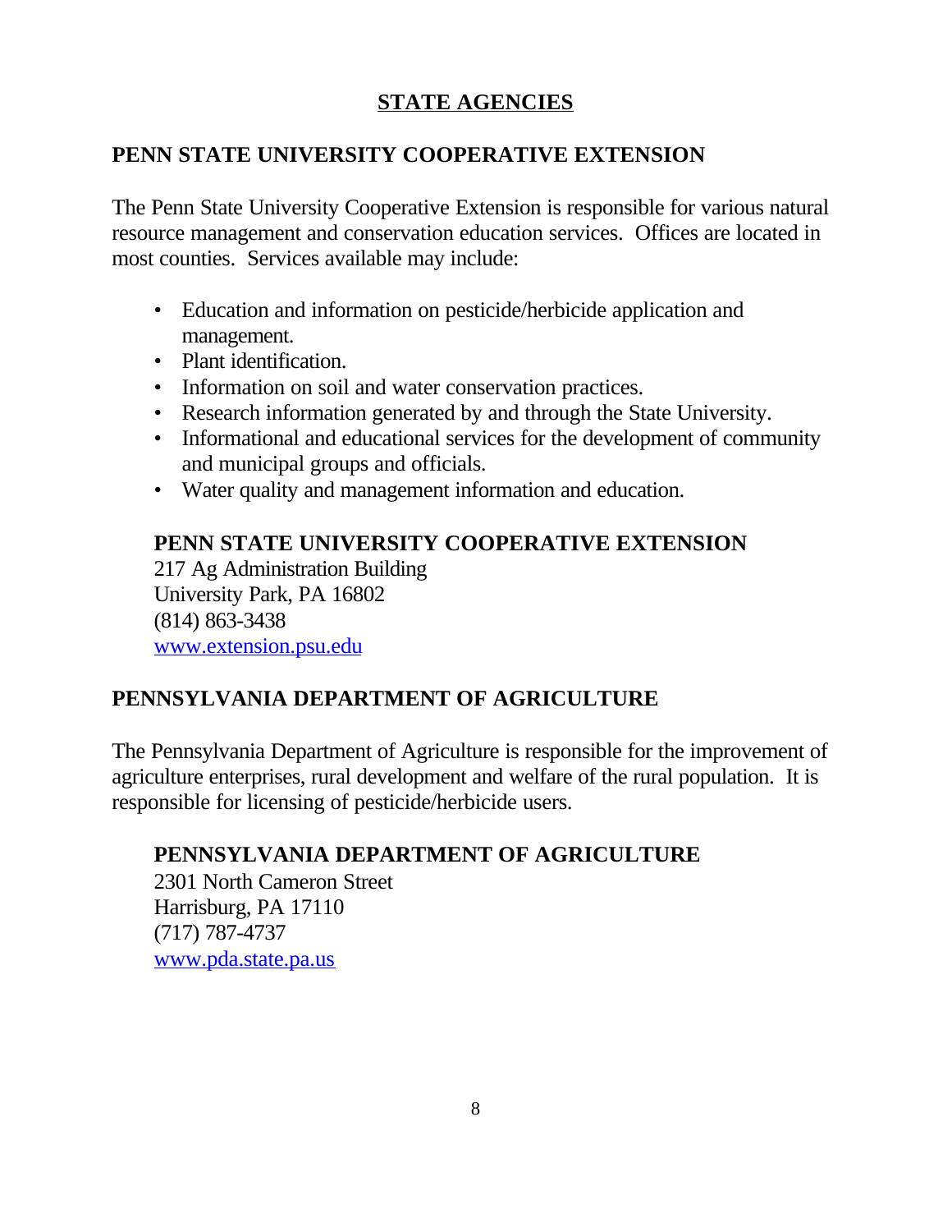# STATE AGENCIES

## PENN STATE UNIVERSITY COOPERATIVE EXTENSION

The Penn State University Cooperative Extension is responsible for various natural resource management and conservation education services. Offices are located in most counties. Services available may include:

- Education and information on pesticide/herbicide application and management.
- Plant identification.
- Information on soil and water conservation practices.
- Research information generated by and through the State University.
- Informational and educational services for the development of community and municipal groups and officials.
- Water quality and management information and education.

**PENN STATE UNIVERSITY COOPERATIVE EXTENSION**
217 Ag Administration Building
University Park, PA 16802
(814) 863-3438
www.extension.psu.edu

## PENNSYLVANIA DEPARTMENT OF AGRICULTURE

The Pennsylvania Department of Agriculture is responsible for the improvement of agriculture enterprises, rural development and welfare of the rural population. It is responsible for licensing of pesticide/herbicide users.

**PENNSYLVANIA DEPARTMENT OF AGRICULTURE**
2301 North Cameron Street
Harrisburg, PA 17110
(717) 787-4737
www.pda.state.pa.us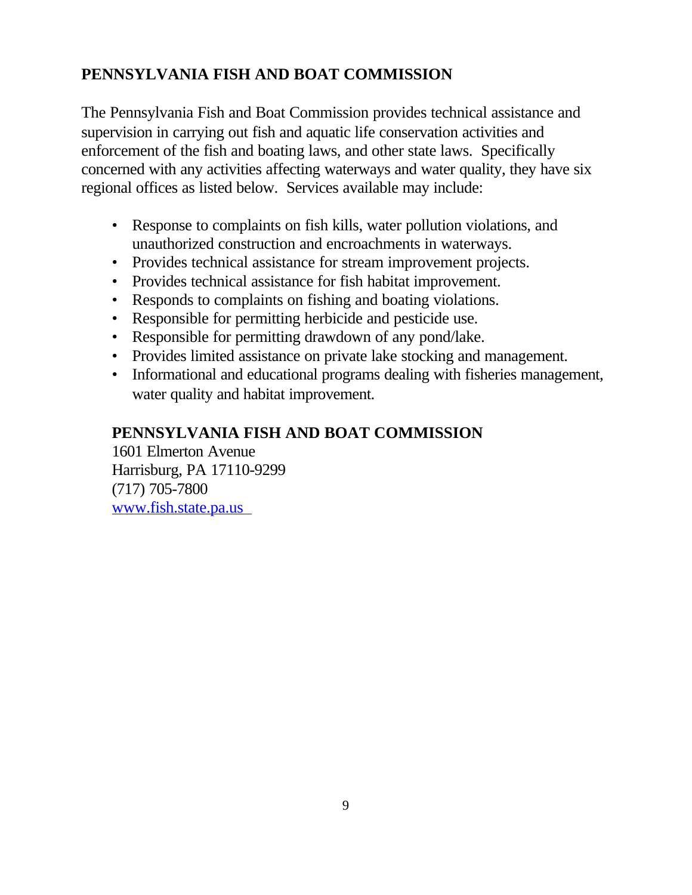## PENNSYLVANIA FISH AND BOAT COMMISSION

The Pennsylvania Fish and Boat Commission provides technical assistance and supervision in carrying out fish and aquatic life conservation activities and enforcement of the fish and boating laws, and other state laws. Specifically concerned with any activities affecting waterways and water quality, they have six regional offices as listed below. Services available may include:

- Response to complaints on fish kills, water pollution violations, and unauthorized construction and encroachments in waterways.
- Provides technical assistance for stream improvement projects.
- Provides technical assistance for fish habitat improvement.
- Responds to complaints on fishing and boating violations.
- Responsible for permitting herbicide and pesticide use.
- Responsible for permitting drawdown of any pond/lake.
- Provides limited assistance on private lake stocking and management.
- Informational and educational programs dealing with fisheries management, water quality and habitat improvement.

**PENNSYLVANIA FISH AND BOAT COMMISSION**
1601 Elmerton Avenue
Harrisburg, PA 17110-9299
(717) 705-7800
www.fish.state.pa.us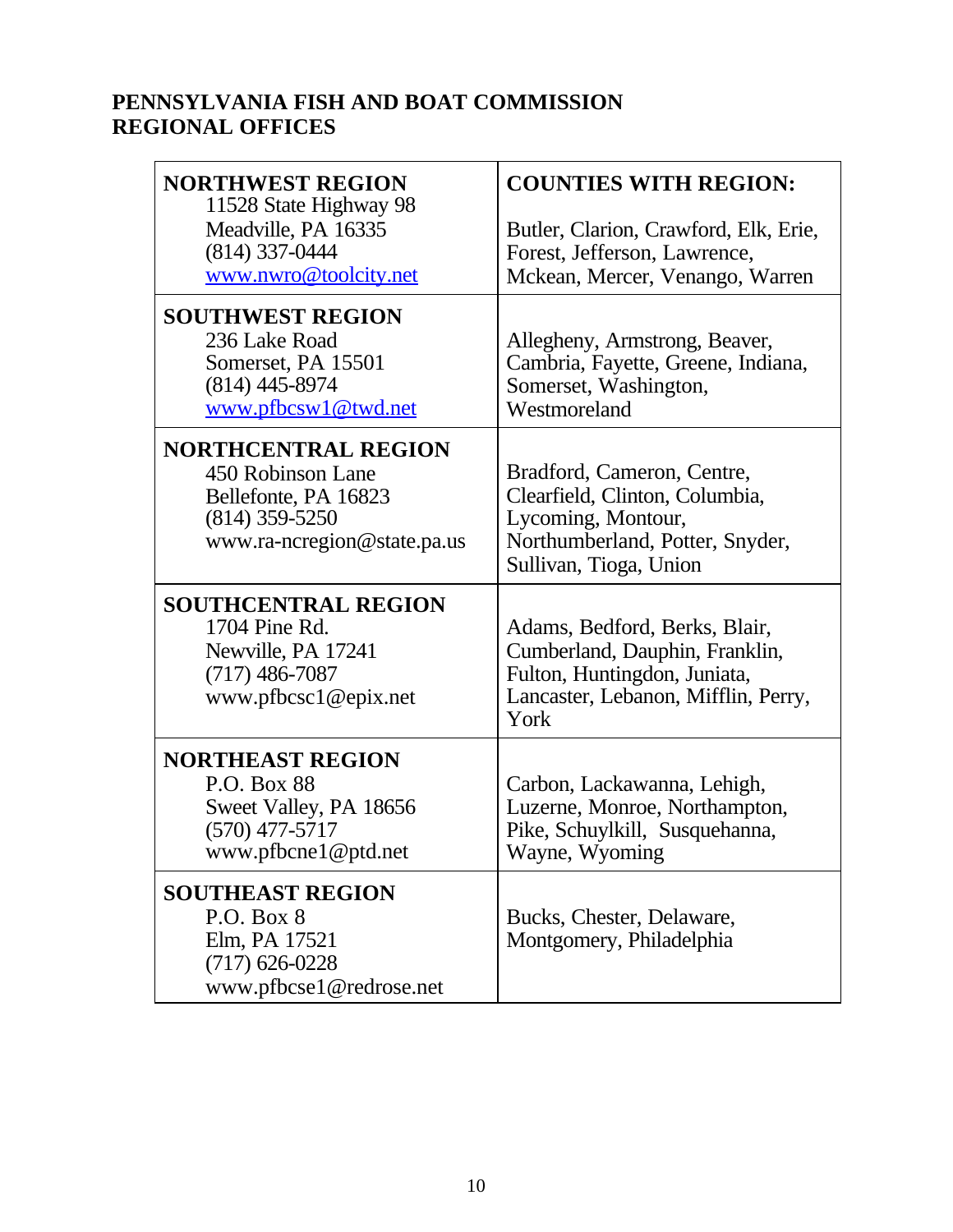## PENNSYLVANIA FISH AND BOAT COMMISSION REGIONAL OFFICES

| **NORTHWEST REGION**<br>11528 State Highway 98<br>Meadville, PA 16335<br>(814) 337-0444<br>www.nwro@toolcity.net | **COUNTIES WITH REGION:**<br><br>Butler, Clarion, Crawford, Elk, Erie, Forest, Jefferson, Lawrence, Mckean, Mercer, Venango, Warren |
|---|---|
| **SOUTHWEST REGION**<br>236 Lake Road<br>Somerset, PA 15501<br>(814) 445-8974<br>www.pfbcsw1@twd.net | Allegheny, Armstrong, Beaver, Cambria, Fayette, Greene, Indiana, Somerset, Washington, Westmoreland |
| **NORTHCENTRAL REGION**<br>450 Robinson Lane<br>Bellefonte, PA 16823<br>(814) 359-5250<br>www.ra-ncregion@state.pa.us | Bradford, Cameron, Centre, Clearfield, Clinton, Columbia, Lycoming, Montour, Northumberland, Potter, Snyder, Sullivan, Tioga, Union |
| **SOUTHCENTRAL REGION**<br>1704 Pine Rd.<br>Newville, PA 17241<br>(717) 486-7087<br>www.pfbcsc1@epix.net | Adams, Bedford, Berks, Blair, Cumberland, Dauphin, Franklin, Fulton, Huntingdon, Juniata, Lancaster, Lebanon, Mifflin, Perry, York |
| **NORTHEAST REGION**<br>P.O. Box 88<br>Sweet Valley, PA 18656<br>(570) 477-5717<br>www.pfbcne1@ptd.net | Carbon, Lackawanna, Lehigh, Luzerne, Monroe, Northampton, Pike, Schuylkill, Susquehanna, Wayne, Wyoming |
| **SOUTHEAST REGION**<br>P.O. Box 8<br>Elm, PA 17521<br>(717) 626-0228<br>www.pfbcse1@redrose.net | Bucks, Chester, Delaware, Montgomery, Philadelphia |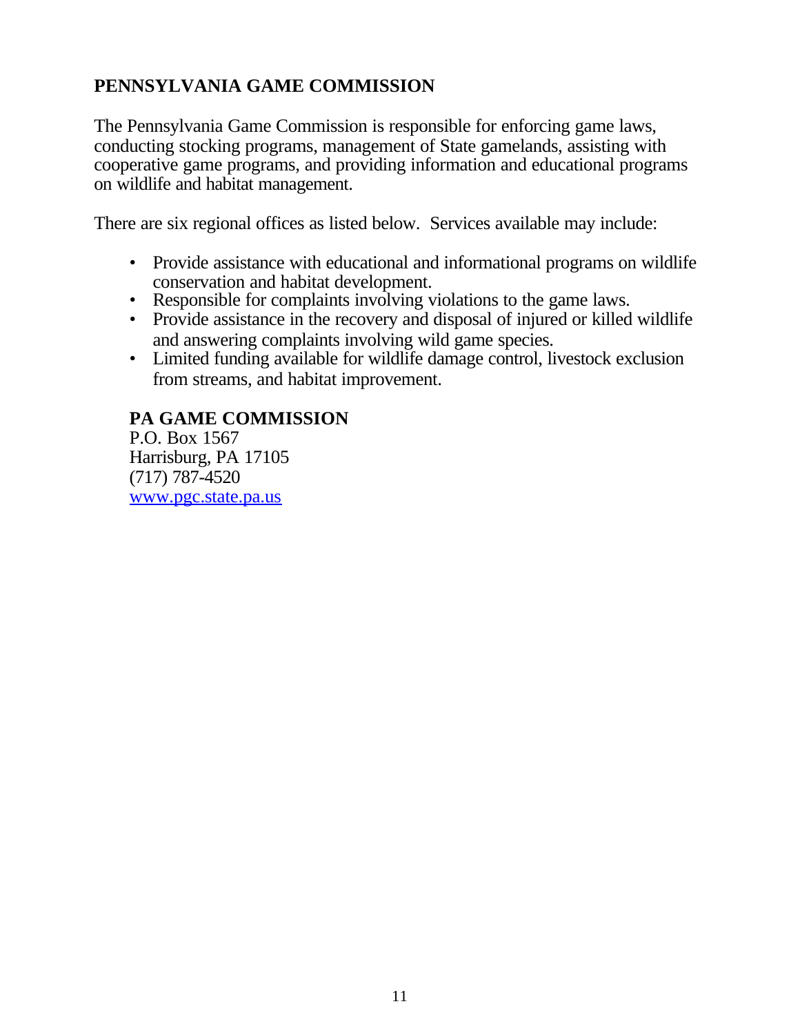## PENNSYLVANIA GAME COMMISSION

The Pennsylvania Game Commission is responsible for enforcing game laws, conducting stocking programs, management of State gamelands, assisting with cooperative game programs, and providing information and educational programs on wildlife and habitat management.

There are six regional offices as listed below. Services available may include:

- Provide assistance with educational and informational programs on wildlife conservation and habitat development.
- Responsible for complaints involving violations to the game laws.
- Provide assistance in the recovery and disposal of injured or killed wildlife and answering complaints involving wild game species.
- Limited funding available for wildlife damage control, livestock exclusion from streams, and habitat improvement.

**PA GAME COMMISSION**
P.O. Box 1567
Harrisburg, PA 17105
(717) 787-4520
www.pgc.state.pa.us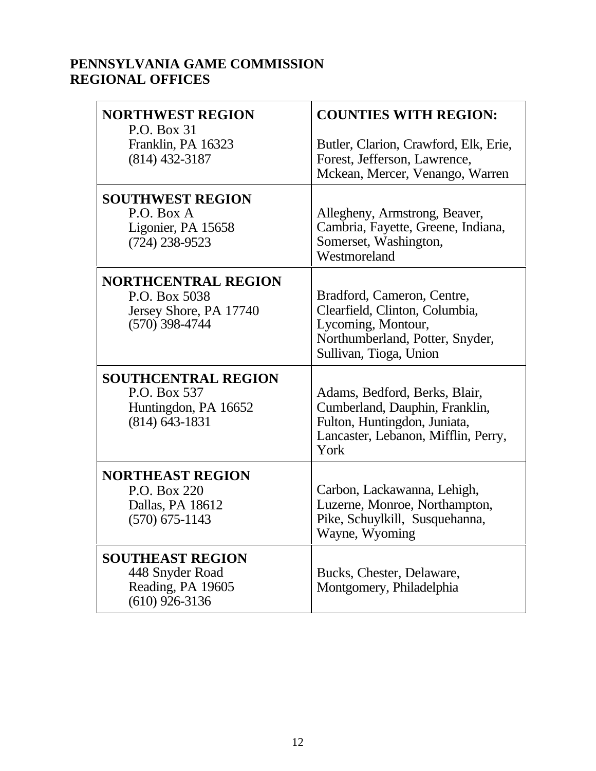# PENNSYLVANIA GAME COMMISSION REGIONAL OFFICES

| **NORTHWEST REGION**<br>P.O. Box 31<br>Franklin, PA 16323<br>(814) 432-3187 | **COUNTIES WITH REGION:**<br><br>Butler, Clarion, Crawford, Elk, Erie, Forest, Jefferson, Lawrence, Mckean, Mercer, Venango, Warren |
|---|---|
| **SOUTHWEST REGION**<br>P.O. Box A<br>Ligonier, PA 15658<br>(724) 238-9523 | Allegheny, Armstrong, Beaver, Cambria, Fayette, Greene, Indiana, Somerset, Washington, Westmoreland |
| **NORTHCENTRAL REGION**<br>P.O. Box 5038<br>Jersey Shore, PA 17740<br>(570) 398-4744 | Bradford, Cameron, Centre, Clearfield, Clinton, Columbia, Lycoming, Montour, Northumberland, Potter, Snyder, Sullivan, Tioga, Union |
| **SOUTHCENTRAL REGION**<br>P.O. Box 537<br>Huntingdon, PA 16652<br>(814) 643-1831 | Adams, Bedford, Berks, Blair, Cumberland, Dauphin, Franklin, Fulton, Huntingdon, Juniata, Lancaster, Lebanon, Mifflin, Perry, York |
| **NORTHEAST REGION**<br>P.O. Box 220<br>Dallas, PA 18612<br>(570) 675-1143 | Carbon, Lackawanna, Lehigh, Luzerne, Monroe, Northampton, Pike, Schuylkill, Susquehanna, Wayne, Wyoming |
| **SOUTHEAST REGION**<br>448 Snyder Road<br>Reading, PA 19605<br>(610) 926-3136 | Bucks, Chester, Delaware, Montgomery, Philadelphia |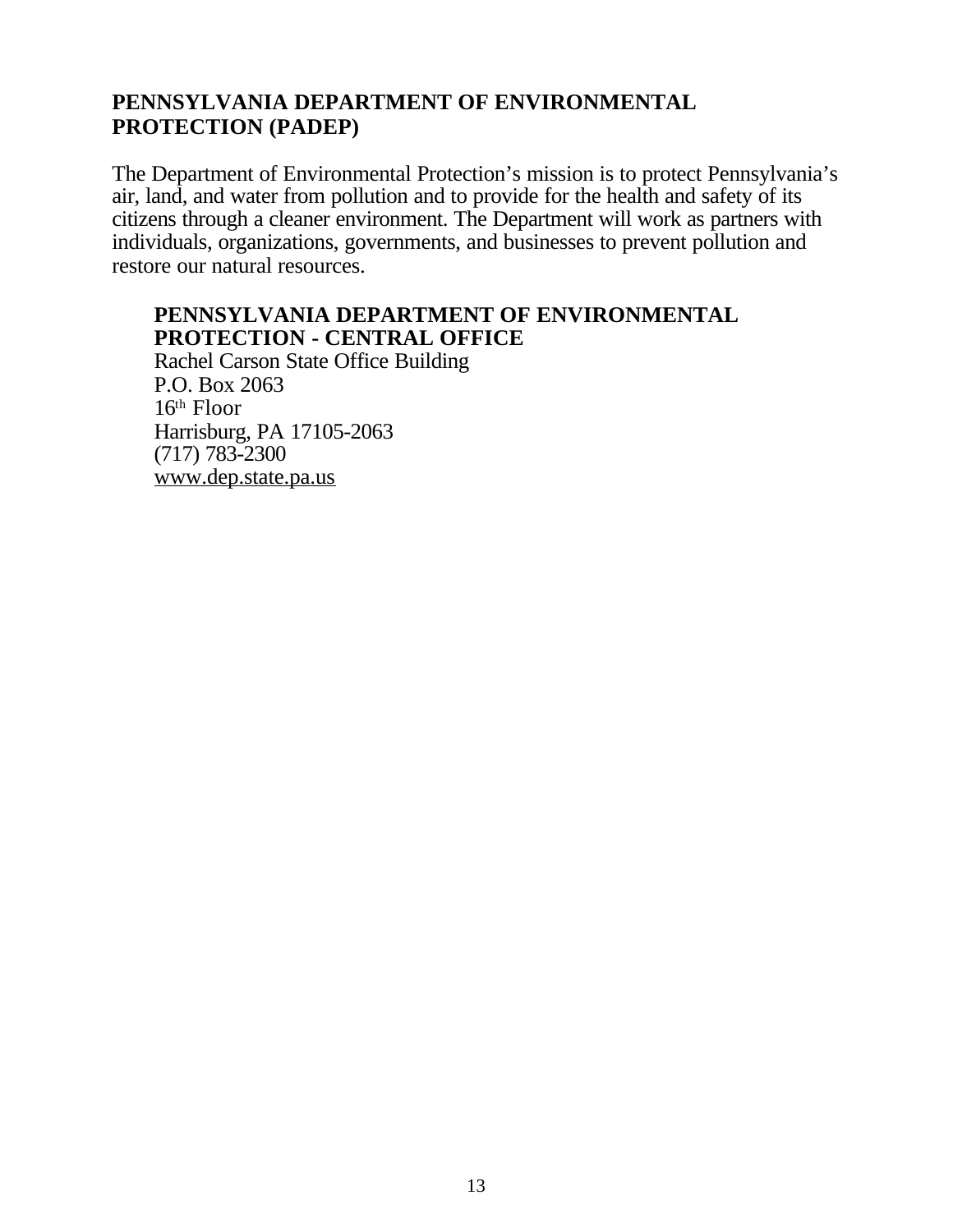## PENNSYLVANIA DEPARTMENT OF ENVIRONMENTAL PROTECTION (PADEP)

The Department of Environmental Protection's mission is to protect Pennsylvania's air, land, and water from pollution and to provide for the health and safety of its citizens through a cleaner environment. The Department will work as partners with individuals, organizations, governments, and businesses to prevent pollution and restore our natural resources.

### PENNSYLVANIA DEPARTMENT OF ENVIRONMENTAL PROTECTION - CENTRAL OFFICE

Rachel Carson State Office Building
P.O. Box 2063
16th Floor
Harrisburg, PA 17105-2063
(717) 783-2300
www.dep.state.pa.us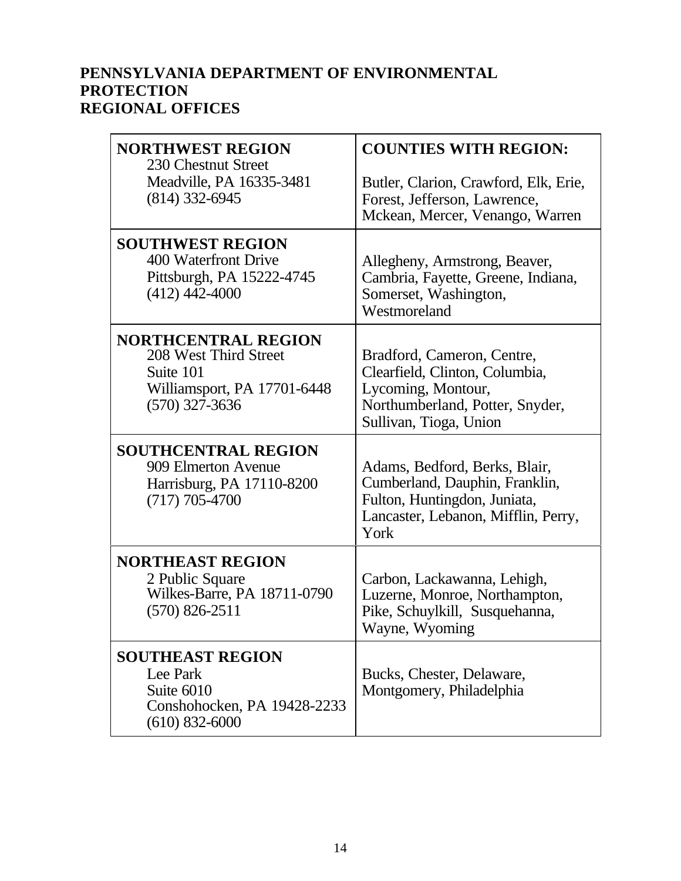# PENNSYLVANIA DEPARTMENT OF ENVIRONMENTAL PROTECTION
# REGIONAL OFFICES

| NORTHWEST REGION | COUNTIES WITH REGION: |
| --- | --- |
| 230 Chestnut Street<br>Meadville, PA 16335-3481<br>(814) 332-6945 | Butler, Clarion, Crawford, Elk, Erie, Forest, Jefferson, Lawrence, Mckean, Mercer, Venango, Warren |
| **SOUTHWEST REGION**<br>400 Waterfront Drive<br>Pittsburgh, PA 15222-4745<br>(412) 442-4000 | Allegheny, Armstrong, Beaver, Cambria, Fayette, Greene, Indiana, Somerset, Washington, Westmoreland |
| **NORTHCENTRAL REGION**<br>208 West Third Street<br>Suite 101<br>Williamsport, PA 17701-6448<br>(570) 327-3636 | Bradford, Cameron, Centre, Clearfield, Clinton, Columbia, Lycoming, Montour, Northumberland, Potter, Snyder, Sullivan, Tioga, Union |
| **SOUTHCENTRAL REGION**<br>909 Elmerton Avenue<br>Harrisburg, PA 17110-8200<br>(717) 705-4700 | Adams, Bedford, Berks, Blair, Cumberland, Dauphin, Franklin, Fulton, Huntingdon, Juniata, Lancaster, Lebanon, Mifflin, Perry, York |
| **NORTHEAST REGION**<br>2 Public Square<br>Wilkes-Barre, PA 18711-0790<br>(570) 826-2511 | Carbon, Lackawanna, Lehigh, Luzerne, Monroe, Northampton, Pike, Schuylkill, Susquehanna, Wayne, Wyoming |
| **SOUTHEAST REGION**<br>Lee Park<br>Suite 6010<br>Conshohocken, PA 19428-2233<br>(610) 832-6000 | Bucks, Chester, Delaware, Montgomery, Philadelphia |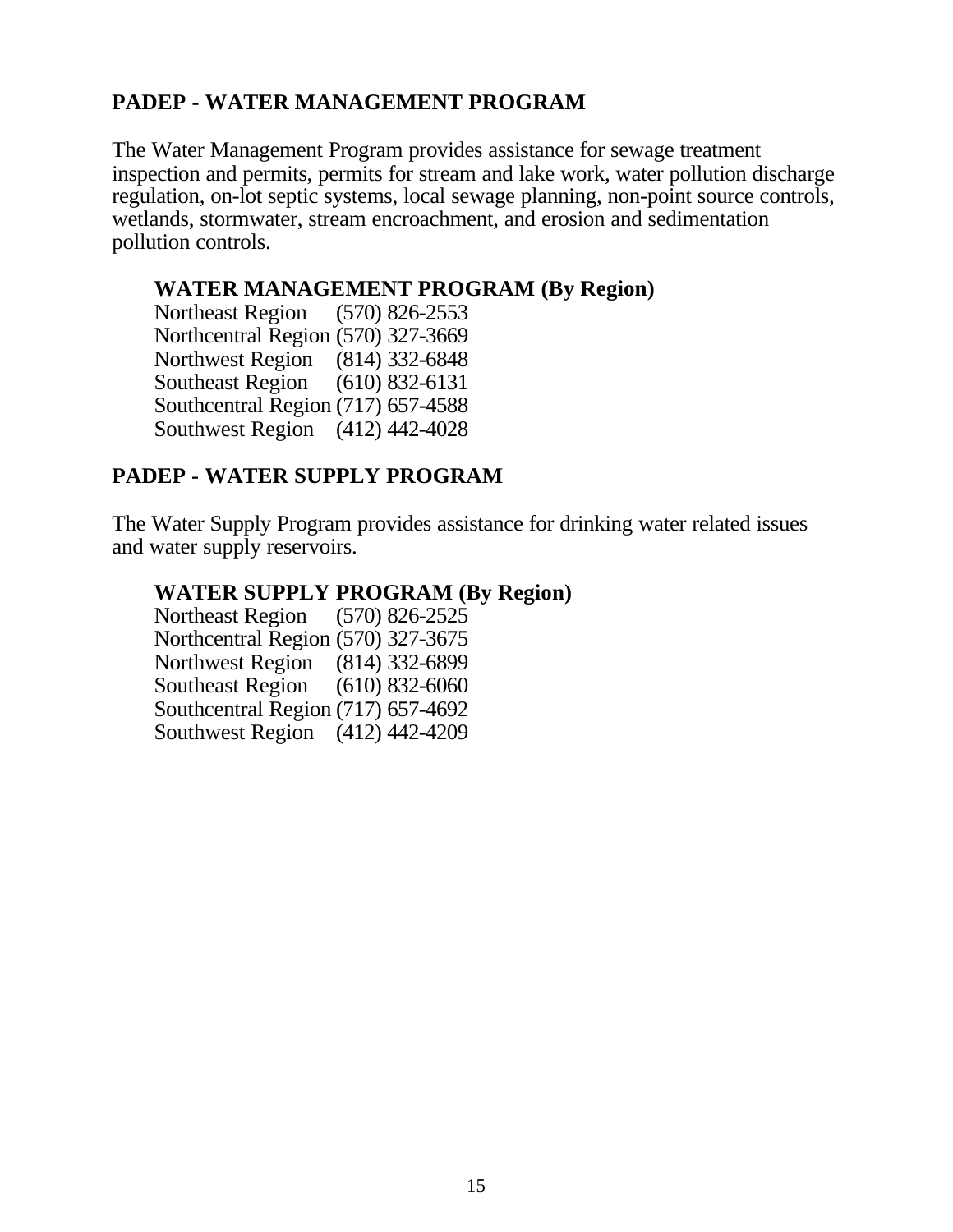## PADEP - WATER MANAGEMENT PROGRAM

The Water Management Program provides assistance for sewage treatment inspection and permits, permits for stream and lake work, water pollution discharge regulation, on-lot septic systems, local sewage planning, non-point source controls, wetlands, stormwater, stream encroachment, and erosion and sedimentation pollution controls.

### WATER MANAGEMENT PROGRAM (By Region)

Northeast Region (570) 826-2553
Northcentral Region (570) 327-3669
Northwest Region (814) 332-6848
Southeast Region (610) 832-6131
Southcentral Region (717) 657-4588
Southwest Region (412) 442-4028

## PADEP - WATER SUPPLY PROGRAM

The Water Supply Program provides assistance for drinking water related issues and water supply reservoirs.

### WATER SUPPLY PROGRAM (By Region)

Northeast Region (570) 826-2525
Northcentral Region (570) 327-3675
Northwest Region (814) 332-6899
Southeast Region (610) 832-6060
Southcentral Region (717) 657-4692
Southwest Region (412) 442-4209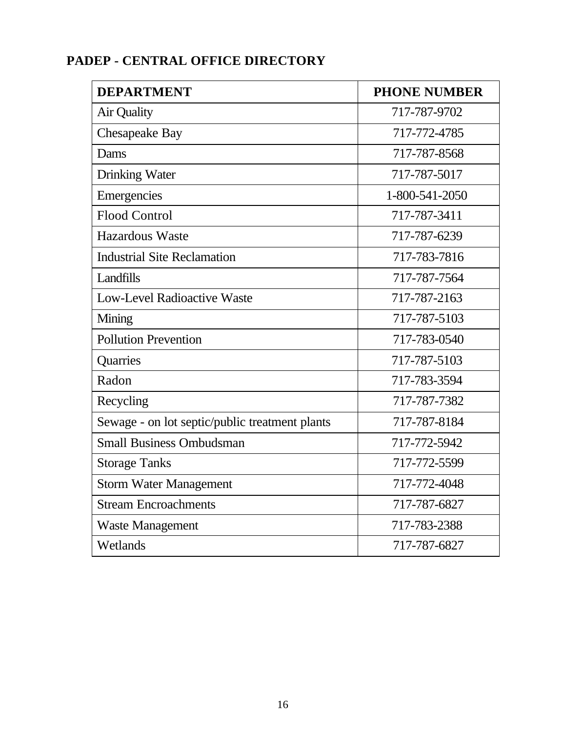## PADEP - CENTRAL OFFICE DIRECTORY

| DEPARTMENT | PHONE NUMBER |
| --- | --- |
| Air Quality | 717-787-9702 |
| Chesapeake Bay | 717-772-4785 |
| Dams | 717-787-8568 |
| Drinking Water | 717-787-5017 |
| Emergencies | 1-800-541-2050 |
| Flood Control | 717-787-3411 |
| Hazardous Waste | 717-787-6239 |
| Industrial Site Reclamation | 717-783-7816 |
| Landfills | 717-787-7564 |
| Low-Level Radioactive Waste | 717-787-2163 |
| Mining | 717-787-5103 |
| Pollution Prevention | 717-783-0540 |
| Quarries | 717-787-5103 |
| Radon | 717-783-3594 |
| Recycling | 717-787-7382 |
| Sewage - on lot septic/public treatment plants | 717-787-8184 |
| Small Business Ombudsman | 717-772-5942 |
| Storage Tanks | 717-772-5599 |
| Storm Water Management | 717-772-4048 |
| Stream Encroachments | 717-787-6827 |
| Waste Management | 717-783-2388 |
| Wetlands | 717-787-6827 |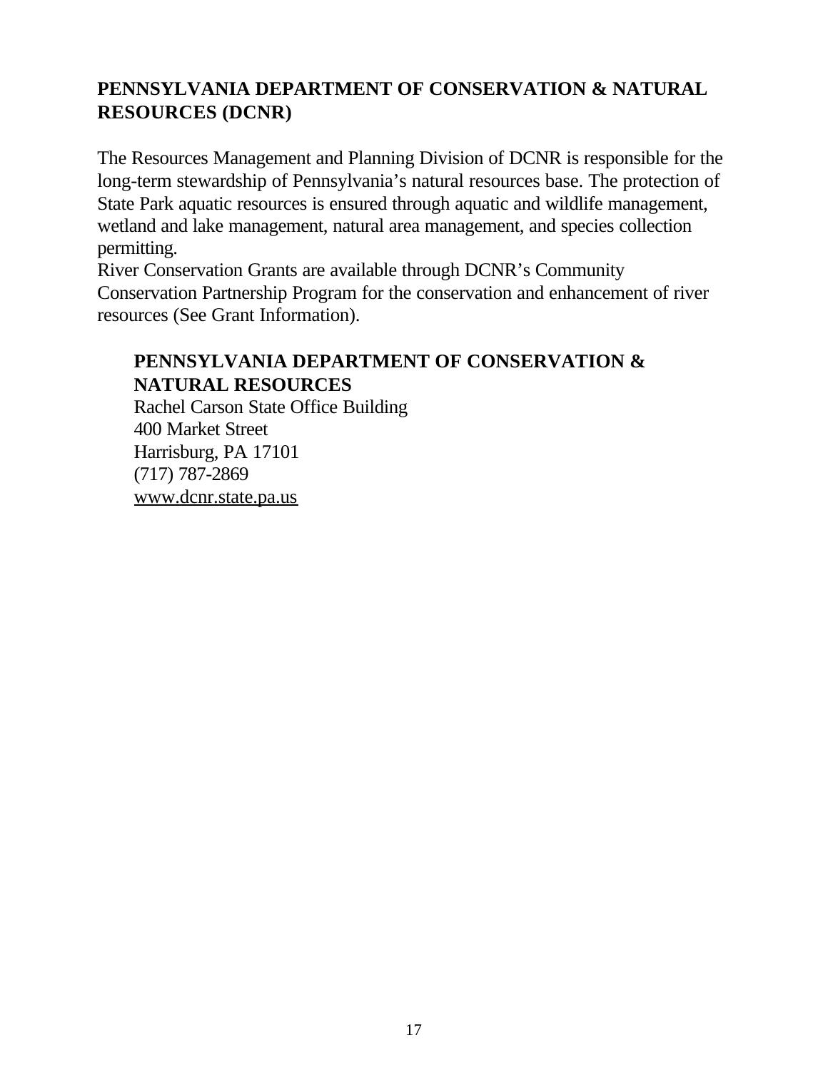## PENNSYLVANIA DEPARTMENT OF CONSERVATION & NATURAL RESOURCES (DCNR)

The Resources Management and Planning Division of DCNR is responsible for the long-term stewardship of Pennsylvania's natural resources base. The protection of State Park aquatic resources is ensured through aquatic and wildlife management, wetland and lake management, natural area management, and species collection permitting.
River Conservation Grants are available through DCNR's Community Conservation Partnership Program for the conservation and enhancement of river resources (See Grant Information).

**PENNSYLVANIA DEPARTMENT OF CONSERVATION & NATURAL RESOURCES**
Rachel Carson State Office Building
400 Market Street
Harrisburg, PA 17101
(717) 787-2869
www.dcnr.state.pa.us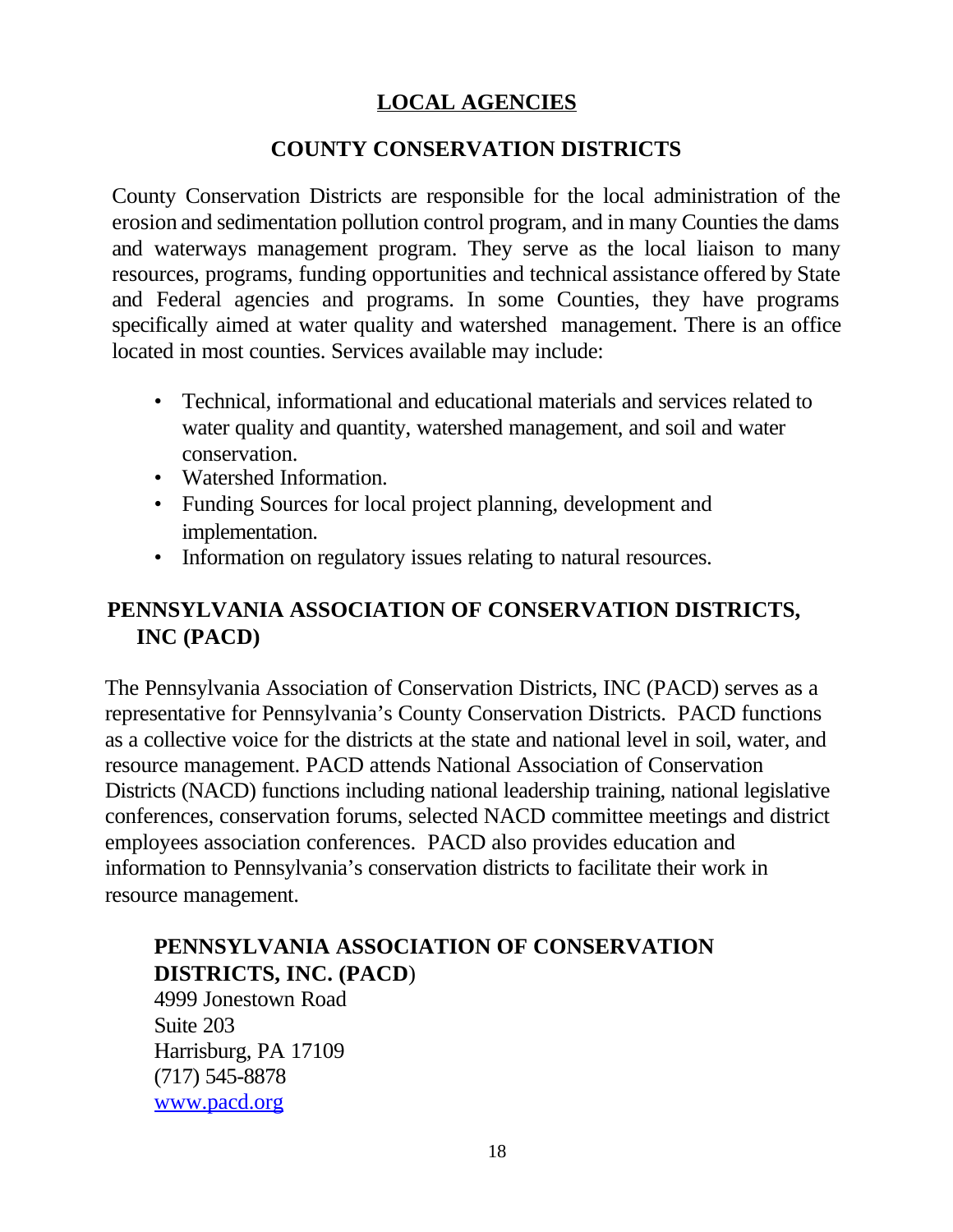# LOCAL AGENCIES

## COUNTY CONSERVATION DISTRICTS

County Conservation Districts are responsible for the local administration of the erosion and sedimentation pollution control program, and in many Counties the dams and waterways management program. They serve as the local liaison to many resources, programs, funding opportunities and technical assistance offered by State and Federal agencies and programs. In some Counties, they have programs specifically aimed at water quality and watershed management. There is an office located in most counties. Services available may include:

- Technical, informational and educational materials and services related to water quality and quantity, watershed management, and soil and water conservation.
- Watershed Information.
- Funding Sources for local project planning, development and implementation.
- Information on regulatory issues relating to natural resources.

## PENNSYLVANIA ASSOCIATION OF CONSERVATION DISTRICTS, INC (PACD)

The Pennsylvania Association of Conservation Districts, INC (PACD) serves as a representative for Pennsylvania's County Conservation Districts. PACD functions as a collective voice for the districts at the state and national level in soil, water, and resource management. PACD attends National Association of Conservation Districts (NACD) functions including national leadership training, national legislative conferences, conservation forums, selected NACD committee meetings and district employees association conferences. PACD also provides education and information to Pennsylvania's conservation districts to facilitate their work in resource management.

**PENNSYLVANIA ASSOCIATION OF CONSERVATION DISTRICTS, INC. (PACD)**
4999 Jonestown Road
Suite 203
Harrisburg, PA 17109
(717) 545-8878
www.pacd.org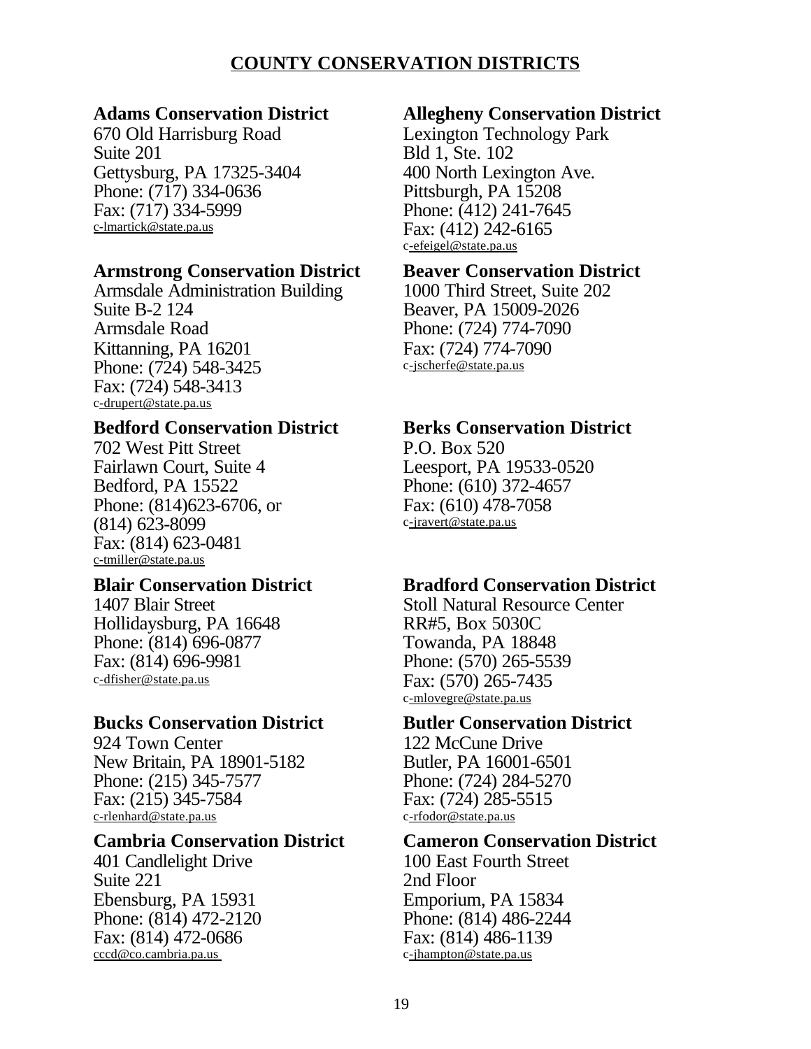# COUNTY CONSERVATION DISTRICTS

**Adams Conservation District**
670 Old Harrisburg Road
Suite 201
Gettysburg, PA 17325-3404
Phone: (717) 334-0636
Fax: (717) 334-5999
c-lmartick@state.pa.us

**Allegheny Conservation District**
Lexington Technology Park
Bld 1, Ste. 102
400 North Lexington Ave.
Pittsburgh, PA 15208
Phone: (412) 241-7645
Fax: (412) 242-6165
c-efeigel@state.pa.us

**Armstrong Conservation District**
Armsdale Administration Building
Suite B-2 124
Armsdale Road
Kittanning, PA 16201
Phone: (724) 548-3425
Fax: (724) 548-3413
c-drupert@state.pa.us

**Beaver Conservation District**
1000 Third Street, Suite 202
Beaver, PA 15009-2026
Phone: (724) 774-7090
Fax: (724) 774-7090
c-jscherfe@state.pa.us

**Bedford Conservation District**
702 West Pitt Street
Fairlawn Court, Suite 4
Bedford, PA 15522
Phone: (814)623-6706, or
(814) 623-8099
Fax: (814) 623-0481
c-tmiller@state.pa.us

**Berks Conservation District**
P.O. Box 520
Leesport, PA 19533-0520
Phone: (610) 372-4657
Fax: (610) 478-7058
c-jravert@state.pa.us

**Blair Conservation District**
1407 Blair Street
Hollidaysburg, PA 16648
Phone: (814) 696-0877
Fax: (814) 696-9981
c-dfisher@state.pa.us

**Bradford Conservation District**
Stoll Natural Resource Center
RR#5, Box 5030C
Towanda, PA 18848
Phone: (570) 265-5539
Fax: (570) 265-7435
c-mlovegre@state.pa.us

**Bucks Conservation District**
924 Town Center
New Britain, PA 18901-5182
Phone: (215) 345-7577
Fax: (215) 345-7584
c-rlenhard@state.pa.us

**Butler Conservation District**
122 McCune Drive
Butler, PA 16001-6501
Phone: (724) 284-5270
Fax: (724) 285-5515
c-rfodor@state.pa.us

**Cambria Conservation District**
401 Candlelight Drive
Suite 221
Ebensburg, PA 15931
Phone: (814) 472-2120
Fax: (814) 472-0686
cccd@co.cambria.pa.us

**Cameron Conservation District**
100 East Fourth Street
2nd Floor
Emporium, PA 15834
Phone: (814) 486-2244
Fax: (814) 486-1139
c-jhampton@state.pa.us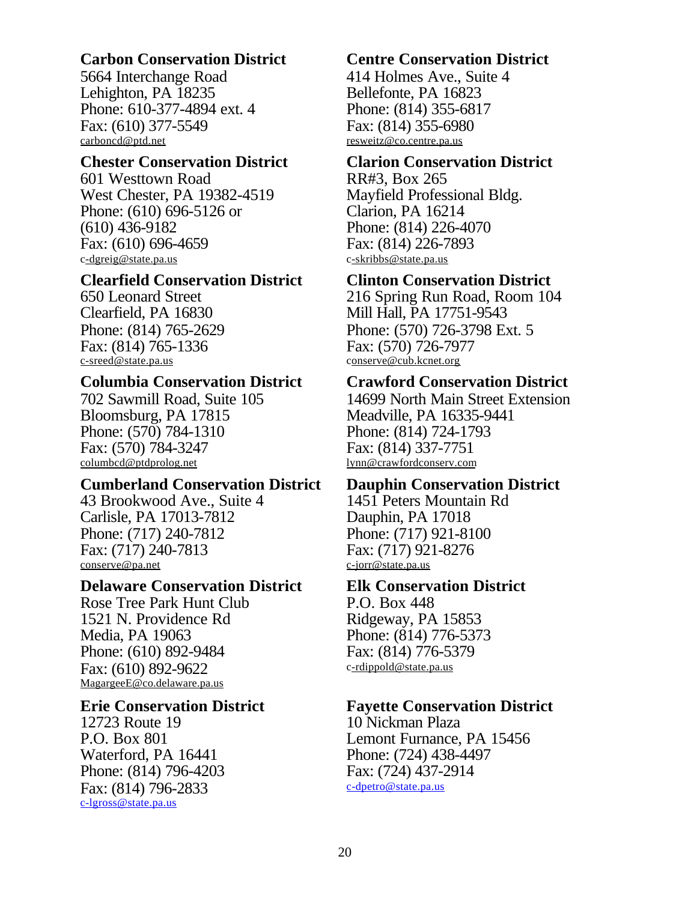**Carbon Conservation District**
5664 Interchange Road
Lehighton, PA 18235
Phone: 610-377-4894 ext. 4
Fax: (610) 377-5549
carboncd@ptd.net

**Centre Conservation District**
414 Holmes Ave., Suite 4
Bellefonte, PA 16823
Phone: (814) 355-6817
Fax: (814) 355-6980
resweitz@co.centre.pa.us

**Chester Conservation District**
601 Westtown Road
West Chester, PA 19382-4519
Phone: (610) 696-5126 or
(610) 436-9182
Fax: (610) 696-4659
c-dgreig@state.pa.us

**Clarion Conservation District**
RR#3, Box 265
Mayfield Professional Bldg.
Clarion, PA 16214
Phone: (814) 226-4070
Fax: (814) 226-7893
c-skribbs@state.pa.us

**Clearfield Conservation District**
650 Leonard Street
Clearfield, PA 16830
Phone: (814) 765-2629
Fax: (814) 765-1336
c-sreed@state.pa.us

**Clinton Conservation District**
216 Spring Run Road, Room 104
Mill Hall, PA 17751-9543
Phone: (570) 726-3798 Ext. 5
Fax: (570) 726-7977
cconserve@cub.kcnet.org

**Columbia Conservation District**
702 Sawmill Road, Suite 105
Bloomsburg, PA 17815
Phone: (570) 784-1310
Fax: (570) 784-3247
columbcd@ptdprolog.net

**Crawford Conservation District**
14699 North Main Street Extension
Meadville, PA 16335-9441
Phone: (814) 724-1793
Fax: (814) 337-7751
lynn@crawfordconserv.com

**Cumberland Conservation District**
43 Brookwood Ave., Suite 4
Carlisle, PA 17013-7812
Phone: (717) 240-7812
Fax: (717) 240-7813
conserve@pa.net

**Dauphin Conservation District**
1451 Peters Mountain Rd
Dauphin, PA 17018
Phone: (717) 921-8100
Fax: (717) 921-8276
c-jorr@state.pa.us

**Delaware Conservation District**
Rose Tree Park Hunt Club
1521 N. Providence Rd
Media, PA 19063
Phone: (610) 892-9484
Fax: (610) 892-9622
MagargeeE@co.delaware.pa.us

**Elk Conservation District**
P.O. Box 448
Ridgeway, PA 15853
Phone: (814) 776-5373
Fax: (814) 776-5379
c-rdippold@state.pa.us

**Erie Conservation District**
12723 Route 19
P.O. Box 801
Waterford, PA 16441
Phone: (814) 796-4203
Fax: (814) 796-2833
c-lgross@state.pa.us

**Fayette Conservation District**
10 Nickman Plaza
Lemont Furnance, PA 15456
Phone: (724) 438-4497
Fax: (724) 437-2914
c-dpetro@state.pa.us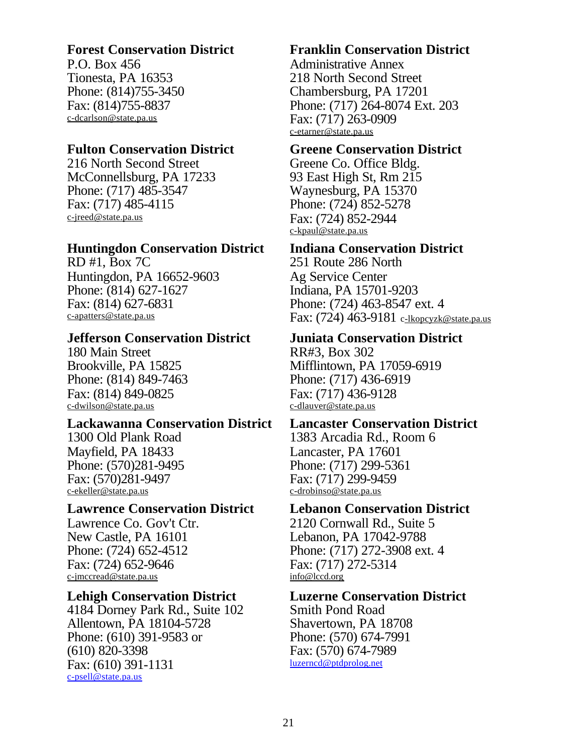**Forest Conservation District**
P.O. Box 456
Tionesta, PA 16353
Phone: (814)755-3450
Fax: (814)755-8837
c-dcarlson@state.pa.us

**Franklin Conservation District**
Administrative Annex
218 North Second Street
Chambersburg, PA 17201
Phone: (717) 264-8074 Ext. 203
Fax: (717) 263-0909
c-etarner@state.pa.us

**Fulton Conservation District**
216 North Second Street
McConnellsburg, PA 17233
Phone: (717) 485-3547
Fax: (717) 485-4115
c-jreed@state.pa.us

**Greene Conservation District**
Greene Co. Office Bldg.
93 East High St, Rm 215
Waynesburg, PA 15370
Phone: (724) 852-5278
Fax: (724) 852-2944
c-kpaul@state.pa.us

**Huntingdon Conservation District**
RD #1, Box 7C
Huntingdon, PA 16652-9603
Phone: (814) 627-1627
Fax: (814) 627-6831
c-apatters@state.pa.us

**Indiana Conservation District**
251 Route 286 North
Ag Service Center
Indiana, PA 15701-9203
Phone: (724) 463-8547 ext. 4
Fax: (724) 463-9181 c-lkopcyzk@state.pa.us

**Jefferson Conservation District**
180 Main Street
Brookville, PA 15825
Phone: (814) 849-7463
Fax: (814) 849-0825
c-dwilson@state.pa.us

**Juniata Conservation District**
RR#3, Box 302
Mifflintown, PA 17059-6919
Phone: (717) 436-6919
Fax: (717) 436-9128
c-dlauver@state.pa.us

**Lackawanna Conservation District**
1300 Old Plank Road
Mayfield, PA 18433
Phone: (570)281-9495
Fax: (570)281-9497
c-ekeller@state.pa.us

**Lancaster Conservation District**
1383 Arcadia Rd., Room 6
Lancaster, PA 17601
Phone: (717) 299-5361
Fax: (717) 299-9459
c-drobinso@state.pa.us

**Lawrence Conservation District**
Lawrence Co. Gov't Ctr.
New Castle, PA 16101
Phone: (724) 652-4512
Fax: (724) 652-9646
c-jmccread@state.pa.us

**Lebanon Conservation District**
2120 Cornwall Rd., Suite 5
Lebanon, PA 17042-9788
Phone: (717) 272-3908 ext. 4
Fax: (717) 272-5314
info@lccd.org

**Lehigh Conservation District**
4184 Dorney Park Rd., Suite 102
Allentown, PA 18104-5728
Phone: (610) 391-9583 or
(610) 820-3398
Fax: (610) 391-1131
c-psell@state.pa.us

**Luzerne Conservation District**
Smith Pond Road
Shavertown, PA 18708
Phone: (570) 674-7991
Fax: (570) 674-7989
luzerncd@ptdprolog.net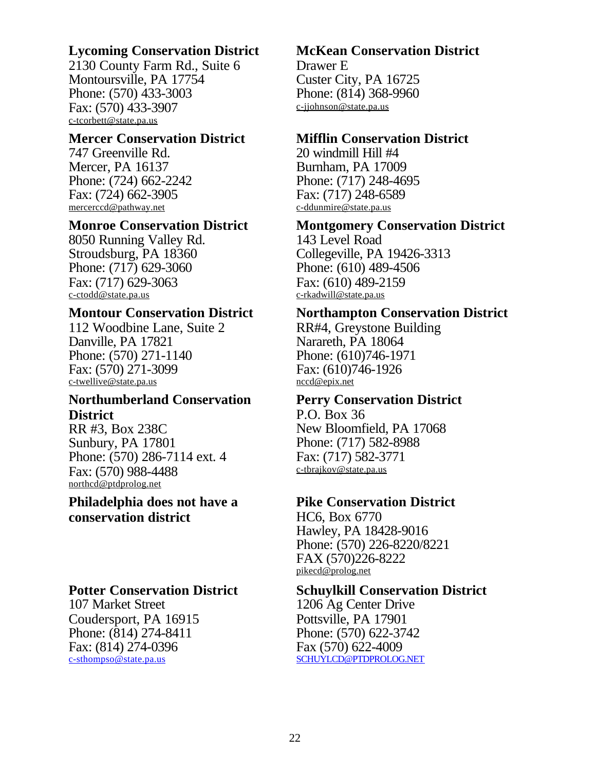**Lycoming Conservation District**
2130 County Farm Rd., Suite 6
Montoursville, PA 17754
Phone: (570) 433-3003
Fax: (570) 433-3907
c-tcorbett@state.pa.us

**Mercer Conservation District**
747 Greenville Rd.
Mercer, PA 16137
Phone: (724) 662-2242
Fax: (724) 662-3905
mercerccd@pathway.net

**Monroe Conservation District**
8050 Running Valley Rd.
Stroudsburg, PA 18360
Phone: (717) 629-3060
Fax: (717) 629-3063
c-ctodd@state.pa.us

**Montour Conservation District**
112 Woodbine Lane, Suite 2
Danville, PA 17821
Phone: (570) 271-1140
Fax: (570) 271-3099
c-twellive@state.pa.us

**Northumberland Conservation District**
RR #3, Box 238C
Sunbury, PA 17801
Phone: (570) 286-7114 ext. 4
Fax: (570) 988-4488
northcd@ptdprolog.net

**Philadelphia does not have a conservation district**

**Potter Conservation District**
107 Market Street
Coudersport, PA 16915
Phone: (814) 274-8411
Fax: (814) 274-0396
c-sthompso@state.pa.us

**McKean Conservation District**
Drawer E
Custer City, PA 16725
Phone: (814) 368-9960
c-jjohnson@state.pa.us

**Mifflin Conservation District**
20 windmill Hill #4
Burnham, PA 17009
Phone: (717) 248-4695
Fax: (717) 248-6589
c-ddunmire@state.pa.us

**Montgomery Conservation District**
143 Level Road
Collegeville, PA 19426-3313
Phone: (610) 489-4506
Fax: (610) 489-2159
c-rkadwill@state.pa.us

**Northampton Conservation District**
RR#4, Greystone Building
Narareth, PA 18064
Phone: (610)746-1971
Fax: (610)746-1926
nccd@epix.net

**Perry Conservation District**
P.O. Box 36
New Bloomfield, PA 17068
Phone: (717) 582-8988
Fax: (717) 582-3771
c-tbrajkov@state.pa.us

**Pike Conservation District**
HC6, Box 6770
Hawley, PA 18428-9016
Phone: (570) 226-8220/8221
FAX (570)226-8222
pikecd@prolog.net

**Schuylkill Conservation District**
1206 Ag Center Drive
Pottsville, PA 17901
Phone: (570) 622-3742
Fax (570) 622-4009
SCHUYLCD@PTDPROLOG.NET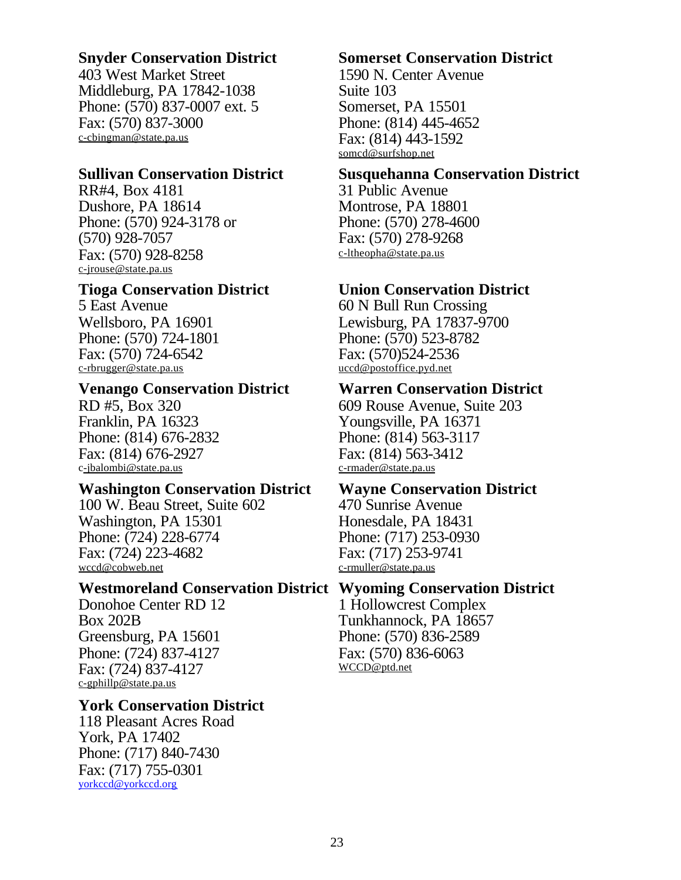**Snyder Conservation District**
403 West Market Street
Middleburg, PA 17842-1038
Phone: (570) 837-0007 ext. 5
Fax: (570) 837-3000
c-cbingman@state.pa.us

**Somerset Conservation District**
1590 N. Center Avenue
Suite 103
Somerset, PA 15501
Phone: (814) 445-4652
Fax: (814) 443-1592
somcd@surfshop.net

**Sullivan Conservation District**
RR#4, Box 4181
Dushore, PA 18614
Phone: (570) 924-3178 or
(570) 928-7057
Fax: (570) 928-8258
c-jrouse@state.pa.us

**Susquehanna Conservation District**
31 Public Avenue
Montrose, PA 18801
Phone: (570) 278-4600
Fax: (570) 278-9268
c-ltheopha@state.pa.us

**Tioga Conservation District**
5 East Avenue
Wellsboro, PA 16901
Phone: (570) 724-1801
Fax: (570) 724-6542
c-rbrugger@state.pa.us

**Union Conservation District**
60 N Bull Run Crossing
Lewisburg, PA 17837-9700
Phone: (570) 523-8782
Fax: (570)524-2536
uccd@postoffice.pyd.net

**Venango Conservation District**
RD #5, Box 320
Franklin, PA 16323
Phone: (814) 676-2832
Fax: (814) 676-2927
c-jbalombi@state.pa.us

**Warren Conservation District**
609 Rouse Avenue, Suite 203
Youngsville, PA 16371
Phone: (814) 563-3117
Fax: (814) 563-3412
c-rmader@state.pa.us

**Washington Conservation District**
100 W. Beau Street, Suite 602
Washington, PA 15301
Phone: (724) 228-6774
Fax: (724) 223-4682
wccd@cobweb.net

**Wayne Conservation District**
470 Sunrise Avenue
Honesdale, PA 18431
Phone: (717) 253-0930
Fax: (717) 253-9741
c-rmuller@state.pa.us

**Westmoreland Conservation District**
Donohoe Center RD 12
Box 202B
Greensburg, PA 15601
Phone: (724) 837-4127
Fax: (724) 837-4127
c-gphillp@state.pa.us

**Wyoming Conservation District**
1 Hollowcrest Complex
Tunkhannock, PA 18657
Phone: (570) 836-2589
Fax: (570) 836-6063
WCCD@ptd.net

**York Conservation District**
118 Pleasant Acres Road
York, PA 17402
Phone: (717) 840-7430
Fax: (717) 755-0301
yorkccd@yorkccd.org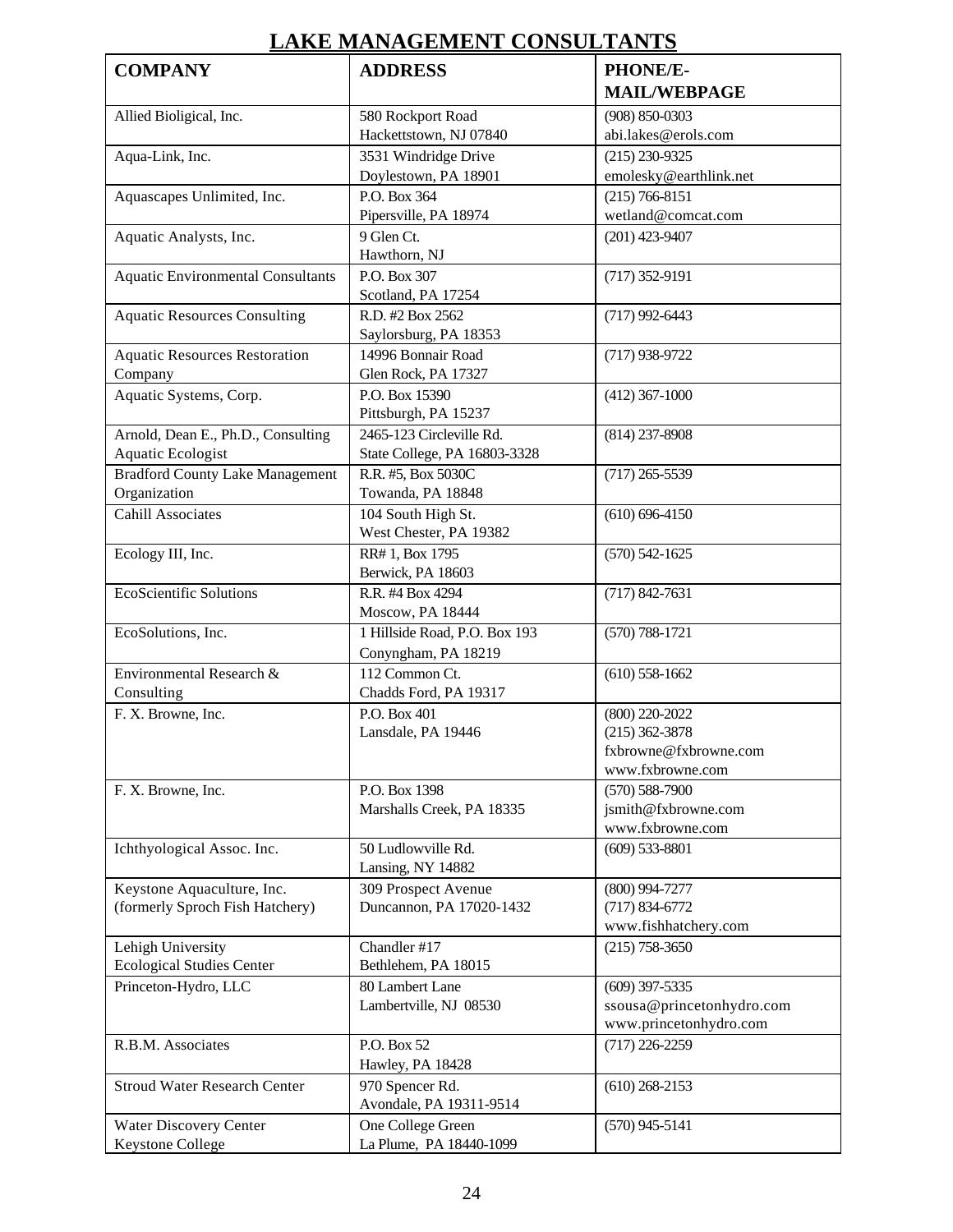# LAKE MANAGEMENT CONSULTANTS

| COMPANY | ADDRESS | PHONE/E-MAIL/WEBPAGE |
|---|---|---|
| Allied Bioligical, Inc. | 580 Rockport Road<br>Hackettstown, NJ 07840 | (908) 850-0303<br>abi.lakes@erols.com |
| Aqua-Link, Inc. | 3531 Windridge Drive<br>Doylestown, PA 18901 | (215) 230-9325<br>emolesky@earthlink.net |
| Aquascapes Unlimited, Inc. | P.O. Box 364<br>Pipersville, PA 18974 | (215) 766-8151<br>wetland@comcat.com |
| Aquatic Analysts, Inc. | 9 Glen Ct.<br>Hawthorn, NJ | (201) 423-9407 |
| Aquatic Environmental Consultants | P.O. Box 307<br>Scotland, PA 17254 | (717) 352-9191 |
| Aquatic Resources Consulting | R.D. #2 Box 2562<br>Saylorsburg, PA 18353 | (717) 992-6443 |
| Aquatic Resources Restoration Company | 14996 Bonnair Road<br>Glen Rock, PA 17327 | (717) 938-9722 |
| Aquatic Systems, Corp. | P.O. Box 15390<br>Pittsburgh, PA 15237 | (412) 367-1000 |
| Arnold, Dean E., Ph.D., Consulting Aquatic Ecologist | 2465-123 Circleville Rd.<br>State College, PA 16803-3328 | (814) 237-8908 |
| Bradford County Lake Management Organization | R.R. #5, Box 5030C<br>Towanda, PA 18848 | (717) 265-5539 |
| Cahill Associates | 104 South High St.<br>West Chester, PA 19382 | (610) 696-4150 |
| Ecology III, Inc. | RR# 1, Box 1795<br>Berwick, PA 18603 | (570) 542-1625 |
| EcoScientific Solutions | R.R. #4 Box 4294<br>Moscow, PA 18444 | (717) 842-7631 |
| EcoSolutions, Inc. | 1 Hillside Road, P.O. Box 193<br>Conyngham, PA 18219 | (570) 788-1721 |
| Environmental Research & Consulting | 112 Common Ct.<br>Chadds Ford, PA 19317 | (610) 558-1662 |
| F. X. Browne, Inc. | P.O. Box 401<br>Lansdale, PA 19446 | (800) 220-2022<br>(215) 362-3878<br>fxbrowne@fxbrowne.com<br>www.fxbrowne.com |
| F. X. Browne, Inc. | P.O. Box 1398<br>Marshalls Creek, PA 18335 | (570) 588-7900<br>jsmith@fxbrowne.com<br>www.fxbrowne.com |
| Ichthyological Assoc. Inc. | 50 Ludlowville Rd.<br>Lansing, NY 14882 | (609) 533-8801 |
| Keystone Aquaculture, Inc. (formerly Sproch Fish Hatchery) | 309 Prospect Avenue<br>Duncannon, PA 17020-1432 | (800) 994-7277<br>(717) 834-6772<br>www.fishhatchery.com |
| Lehigh University Ecological Studies Center | Chandler #17<br>Bethlehem, PA 18015 | (215) 758-3650 |
| Princeton-Hydro, LLC | 80 Lambert Lane<br>Lambertville, NJ 08530 | (609) 397-5335<br>ssousa@princetonhydro.com<br>www.princetonhydro.com |
| R.B.M. Associates | P.O. Box 52<br>Hawley, PA 18428 | (717) 226-2259 |
| Stroud Water Research Center | 970 Spencer Rd.<br>Avondale, PA 19311-9514 | (610) 268-2153 |
| Water Discovery Center Keystone College | One College Green<br>La Plume, PA 18440-1099 | (570) 945-5141 |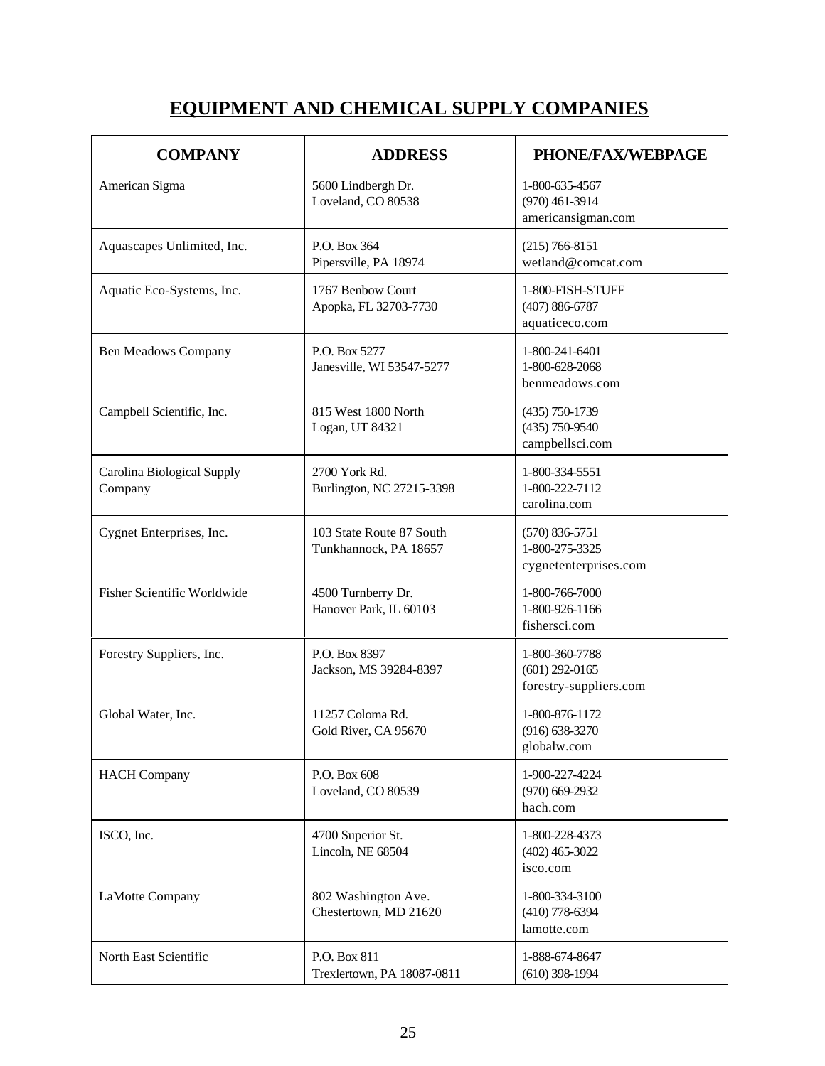## EQUIPMENT AND CHEMICAL SUPPLY COMPANIES

| COMPANY | ADDRESS | PHONE/FAX/WEBPAGE |
|---|---|---|
| American Sigma | 5600 Lindbergh Dr.<br>Loveland, CO 80538 | 1-800-635-4567<br>(970) 461-3914<br>americansigman.com |
| Aquascapes Unlimited, Inc. | P.O. Box 364<br>Pipersville, PA 18974 | (215) 766-8151<br>wetland@comcat.com |
| Aquatic Eco-Systems, Inc. | 1767 Benbow Court<br>Apopka, FL 32703-7730 | 1-800-FISH-STUFF<br>(407) 886-6787<br>aquaticeco.com |
| Ben Meadows Company | P.O. Box 5277<br>Janesville, WI 53547-5277 | 1-800-241-6401<br>1-800-628-2068<br>benmeadows.com |
| Campbell Scientific, Inc. | 815 West 1800 North<br>Logan, UT 84321 | (435) 750-1739<br>(435) 750-9540<br>campbellsci.com |
| Carolina Biological Supply Company | 2700 York Rd.<br>Burlington, NC 27215-3398 | 1-800-334-5551<br>1-800-222-7112<br>carolina.com |
| Cygnet Enterprises, Inc. | 103 State Route 87 South<br>Tunkhannock, PA 18657 | (570) 836-5751<br>1-800-275-3325<br>cygnetenterprises.com |
| Fisher Scientific Worldwide | 4500 Turnberry Dr.<br>Hanover Park, IL 60103 | 1-800-766-7000<br>1-800-926-1166<br>fishersci.com |
| Forestry Suppliers, Inc. | P.O. Box 8397<br>Jackson, MS 39284-8397 | 1-800-360-7788<br>(601) 292-0165<br>forestry-suppliers.com |
| Global Water, Inc. | 11257 Coloma Rd.<br>Gold River, CA 95670 | 1-800-876-1172<br>(916) 638-3270<br>globalw.com |
| HACH Company | P.O. Box 608<br>Loveland, CO 80539 | 1-900-227-4224<br>(970) 669-2932<br>hach.com |
| ISCO, Inc. | 4700 Superior St.<br>Lincoln, NE 68504 | 1-800-228-4373<br>(402) 465-3022<br>isco.com |
| LaMotte Company | 802 Washington Ave.<br>Chestertown, MD 21620 | 1-800-334-3100<br>(410) 778-6394<br>lamotte.com |
| North East Scientific | P.O. Box 811<br>Trexlertown, PA 18087-0811 | 1-888-674-8647<br>(610) 398-1994 |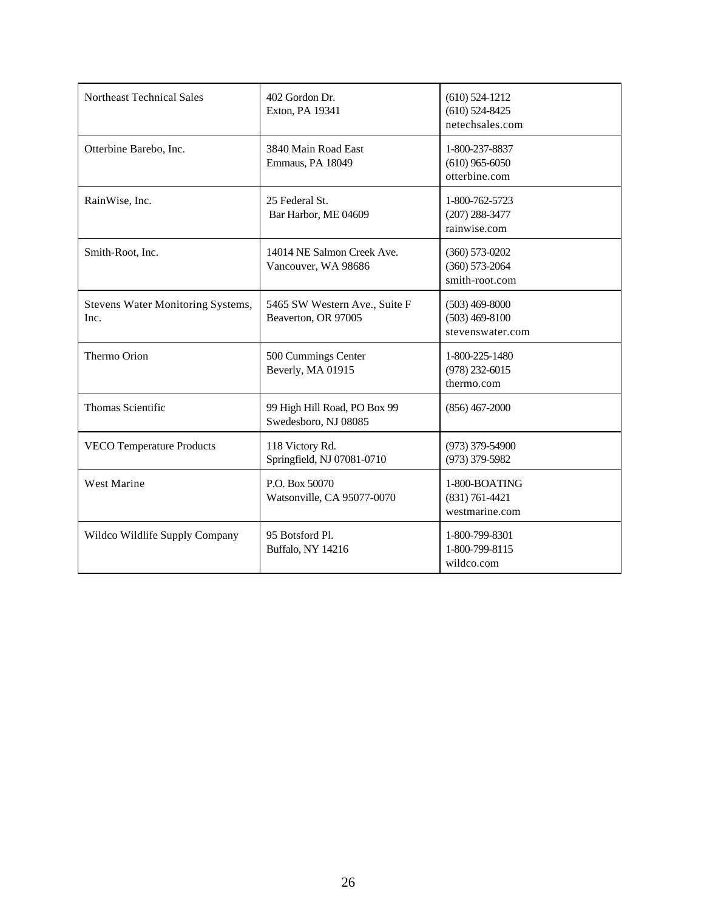| | | |
|---|---|---|
| Northeast Technical Sales | 402 Gordon Dr.<br>Exton, PA 19341 | (610) 524-1212<br>(610) 524-8425<br>netechsales.com |
| Otterbine Barebo, Inc. | 3840 Main Road East<br>Emmaus, PA 18049 | 1-800-237-8837<br>(610) 965-6050<br>otterbine.com |
| RainWise, Inc. | 25 Federal St.<br>Bar Harbor, ME 04609 | 1-800-762-5723<br>(207) 288-3477<br>rainwise.com |
| Smith-Root, Inc. | 14014 NE Salmon Creek Ave.<br>Vancouver, WA 98686 | (360) 573-0202<br>(360) 573-2064<br>smith-root.com |
| Stevens Water Monitoring Systems, Inc. | 5465 SW Western Ave., Suite F<br>Beaverton, OR 97005 | (503) 469-8000<br>(503) 469-8100<br>stevenswater.com |
| Thermo Orion | 500 Cummings Center<br>Beverly, MA 01915 | 1-800-225-1480<br>(978) 232-6015<br>thermo.com |
| Thomas Scientific | 99 High Hill Road, PO Box 99<br>Swedesboro, NJ 08085 | (856) 467-2000 |
| VECO Temperature Products | 118 Victory Rd.<br>Springfield, NJ 07081-0710 | (973) 379-54900<br>(973) 379-5982 |
| West Marine | P.O. Box 50070<br>Watsonville, CA 95077-0070 | 1-800-BOATING<br>(831) 761-4421<br>westmarine.com |
| Wildco Wildlife Supply Company | 95 Botsford Pl.<br>Buffalo, NY 14216 | 1-800-799-8301<br>1-800-799-8115<br>wildco.com |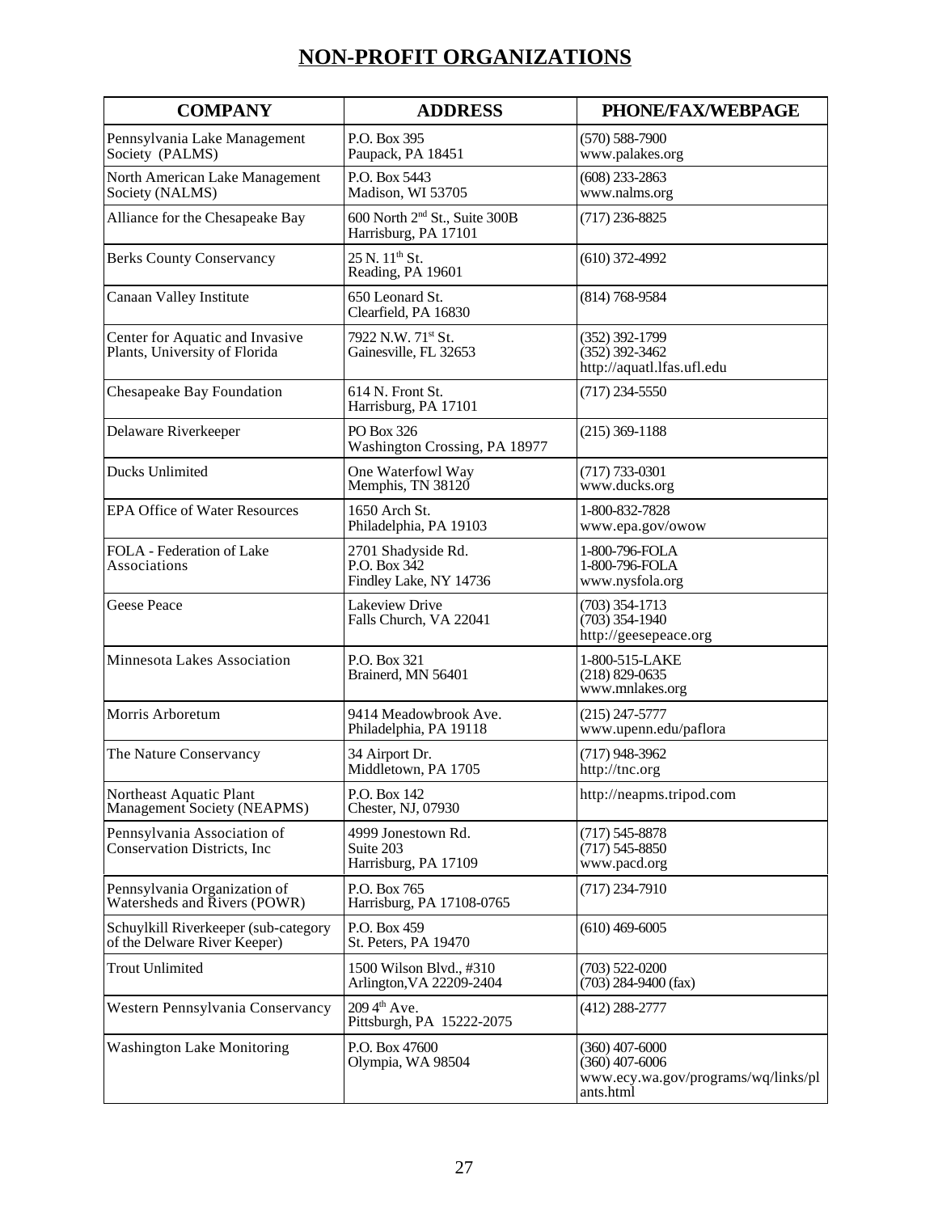# NON-PROFIT ORGANIZATIONS

| COMPANY | ADDRESS | PHONE/FAX/WEBPAGE |
|---|---|---|
| Pennsylvania Lake Management Society (PALMS) | P.O. Box 395<br>Paupack, PA 18451 | (570) 588-7900<br>www.palakes.org |
| North American Lake Management Society (NALMS) | P.O. Box 5443<br>Madison, WI 53705 | (608) 233-2863<br>www.nalms.org |
| Alliance for the Chesapeake Bay | 600 North 2nd St., Suite 300B<br>Harrisburg, PA 17101 | (717) 236-8825 |
| Berks County Conservancy | 25 N. 11th St.<br>Reading, PA 19601 | (610) 372-4992 |
| Canaan Valley Institute | 650 Leonard St.<br>Clearfield, PA 16830 | (814) 768-9584 |
| Center for Aquatic and Invasive Plants, University of Florida | 7922 N.W. 71st St.<br>Gainesville, FL 32653 | (352) 392-1799<br>(352) 392-3462<br>http://aquatl.lfas.ufl.edu |
| Chesapeake Bay Foundation | 614 N. Front St.<br>Harrisburg, PA 17101 | (717) 234-5550 |
| Delaware Riverkeeper | PO Box 326<br>Washington Crossing, PA 18977 | (215) 369-1188 |
| Ducks Unlimited | One Waterfowl Way<br>Memphis, TN 38120 | (717) 733-0301<br>www.ducks.org |
| EPA Office of Water Resources | 1650 Arch St.<br>Philadelphia, PA 19103 | 1-800-832-7828<br>www.epa.gov/owow |
| FOLA - Federation of Lake Associations | 2701 Shadyside Rd.<br>P.O. Box 342<br>Findley Lake, NY 14736 | 1-800-796-FOLA<br>1-800-796-FOLA<br>www.nysfola.org |
| Geese Peace | Lakeview Drive<br>Falls Church, VA 22041 | (703) 354-1713<br>(703) 354-1940<br>http://geesepeace.org |
| Minnesota Lakes Association | P.O. Box 321<br>Brainerd, MN 56401 | 1-800-515-LAKE<br>(218) 829-0635<br>www.mnlakes.org |
| Morris Arboretum | 9414 Meadowbrook Ave.<br>Philadelphia, PA 19118 | (215) 247-5777<br>www.upenn.edu/paflora |
| The Nature Conservancy | 34 Airport Dr.<br>Middletown, PA 1705 | (717) 948-3962<br>http://tnc.org |
| Northeast Aquatic Plant Management Society (NEAPMS) | P.O. Box 142<br>Chester, NJ, 07930 | http://neapms.tripod.com |
| Pennsylvania Association of Conservation Districts, Inc | 4999 Jonestown Rd.<br>Suite 203<br>Harrisburg, PA 17109 | (717) 545-8878<br>(717) 545-8850<br>www.pacd.org |
| Pennsylvania Organization of Watersheds and Rivers (POWR) | P.O. Box 765<br>Harrisburg, PA 17108-0765 | (717) 234-7910 |
| Schuylkill Riverkeeper (sub-category of the Delware River Keeper) | P.O. Box 459<br>St. Peters, PA 19470 | (610) 469-6005 |
| Trout Unlimited | 1500 Wilson Blvd., #310<br>Arlington,VA 22209-2404 | (703) 522-0200<br>(703) 284-9400 (fax) |
| Western Pennsylvania Conservancy | 209 4th Ave.<br>Pittsburgh, PA 15222-2075 | (412) 288-2777 |
| Washington Lake Monitoring | P.O. Box 47600<br>Olympia, WA 98504 | (360) 407-6000<br>(360) 407-6006<br>www.ecy.wa.gov/programs/wq/links/plants.html |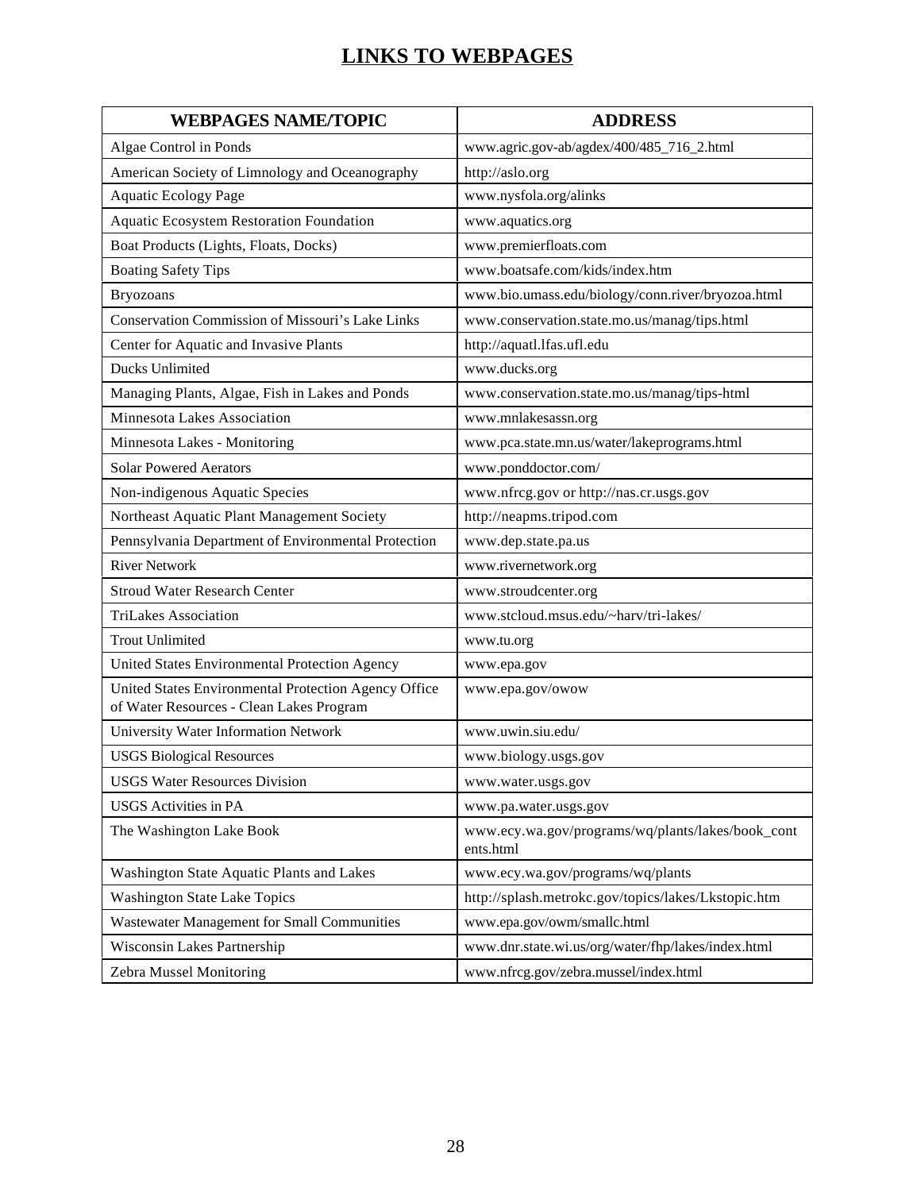# LINKS TO WEBPAGES

| WEBPAGES NAME/TOPIC | ADDRESS |
|---|---|
| Algae Control in Ponds | www.agric.gov-ab/agdex/400/485_716_2.html |
| American Society of Limnology and Oceanography | http://aslo.org |
| Aquatic Ecology Page | www.nysfola.org/alinks |
| Aquatic Ecosystem Restoration Foundation | www.aquatics.org |
| Boat Products (Lights, Floats, Docks) | www.premierfloats.com |
| Boating Safety Tips | www.boatsafe.com/kids/index.htm |
| Bryozoans | www.bio.umass.edu/biology/conn.river/bryozoa.html |
| Conservation Commission of Missouri's Lake Links | www.conservation.state.mo.us/manag/tips.html |
| Center for Aquatic and Invasive Plants | http://aquatl.lfas.ufl.edu |
| Ducks Unlimited | www.ducks.org |
| Managing Plants, Algae, Fish in Lakes and Ponds | www.conservation.state.mo.us/manag/tips-html |
| Minnesota Lakes Association | www.mnlakesassn.org |
| Minnesota Lakes - Monitoring | www.pca.state.mn.us/water/lakeprograms.html |
| Solar Powered Aerators | www.ponddoctor.com/ |
| Non-indigenous Aquatic Species | www.nfrcg.gov or http://nas.cr.usgs.gov |
| Northeast Aquatic Plant Management Society | http://neapms.tripod.com |
| Pennsylvania Department of Environmental Protection | www.dep.state.pa.us |
| River Network | www.rivernetwork.org |
| Stroud Water Research Center | www.stroudcenter.org |
| TriLakes Association | www.stcloud.msus.edu/~harv/tri-lakes/ |
| Trout Unlimited | www.tu.org |
| United States Environmental Protection Agency | www.epa.gov |
| United States Environmental Protection Agency Office of Water Resources - Clean Lakes Program | www.epa.gov/owow |
| University Water Information Network | www.uwin.siu.edu/ |
| USGS Biological Resources | www.biology.usgs.gov |
| USGS Water Resources Division | www.water.usgs.gov |
| USGS Activities in PA | www.pa.water.usgs.gov |
| The Washington Lake Book | www.ecy.wa.gov/programs/wq/plants/lakes/book_contents.html |
| Washington State Aquatic Plants and Lakes | www.ecy.wa.gov/programs/wq/plants |
| Washington State Lake Topics | http://splash.metrokc.gov/topics/lakes/Lkstopic.htm |
| Wastewater Management for Small Communities | www.epa.gov/owm/smallc.html |
| Wisconsin Lakes Partnership | www.dnr.state.wi.us/org/water/fhp/lakes/index.html |
| Zebra Mussel Monitoring | www.nfrcg.gov/zebra.mussel/index.html |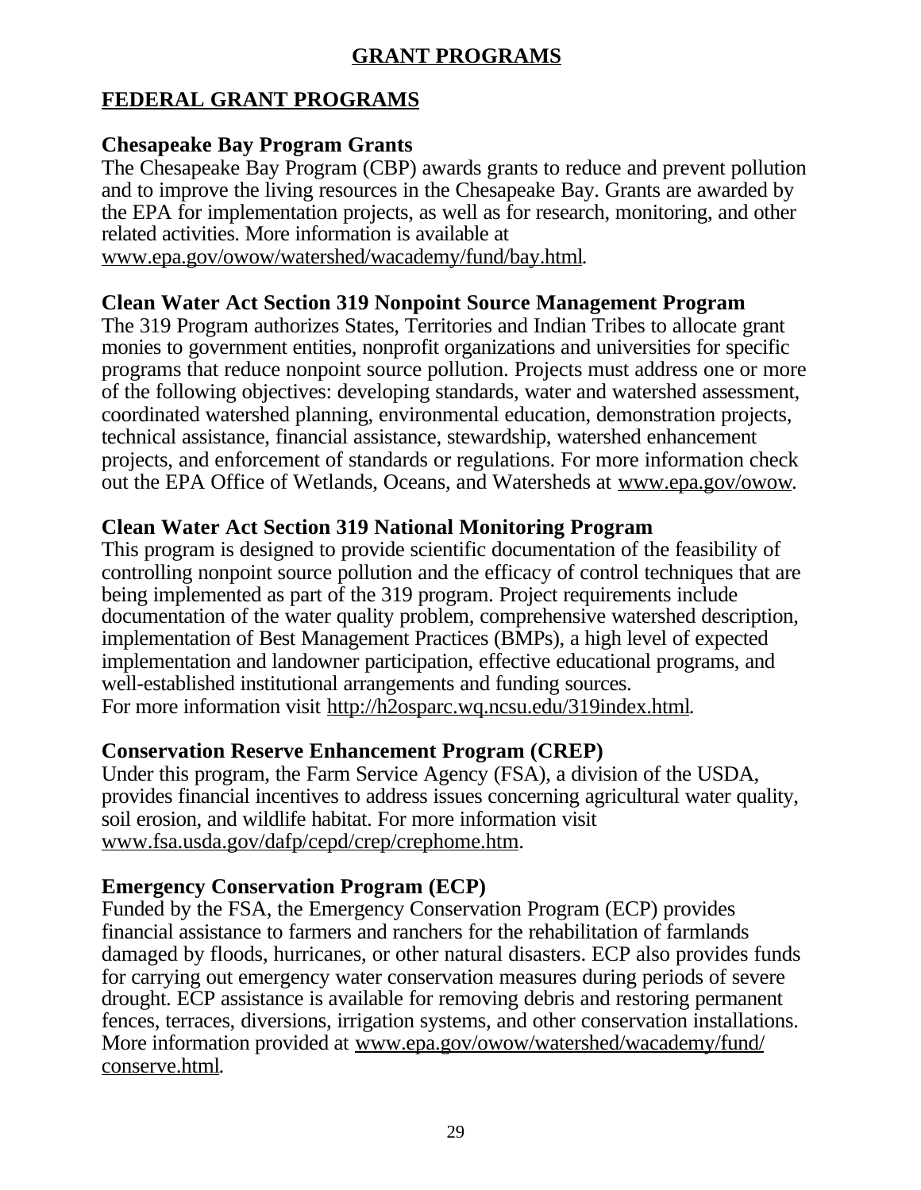# GRANT PROGRAMS

## FEDERAL GRANT PROGRAMS

### Chesapeake Bay Program Grants

The Chesapeake Bay Program (CBP) awards grants to reduce and prevent pollution and to improve the living resources in the Chesapeake Bay. Grants are awarded by the EPA for implementation projects, as well as for research, monitoring, and other related activities. More information is available at www.epa.gov/owow/watershed/wacademy/fund/bay.html.

### Clean Water Act Section 319 Nonpoint Source Management Program

The 319 Program authorizes States, Territories and Indian Tribes to allocate grant monies to government entities, nonprofit organizations and universities for specific programs that reduce nonpoint source pollution. Projects must address one or more of the following objectives: developing standards, water and watershed assessment, coordinated watershed planning, environmental education, demonstration projects, technical assistance, financial assistance, stewardship, watershed enhancement projects, and enforcement of standards or regulations. For more information check out the EPA Office of Wetlands, Oceans, and Watersheds at www.epa.gov/owow.

### Clean Water Act Section 319 National Monitoring Program

This program is designed to provide scientific documentation of the feasibility of controlling nonpoint source pollution and the efficacy of control techniques that are being implemented as part of the 319 program. Project requirements include documentation of the water quality problem, comprehensive watershed description, implementation of Best Management Practices (BMPs), a high level of expected implementation and landowner participation, effective educational programs, and well-established institutional arrangements and funding sources.
For more information visit http://h2osparc.wq.ncsu.edu/319index.html.

### Conservation Reserve Enhancement Program (CREP)

Under this program, the Farm Service Agency (FSA), a division of the USDA, provides financial incentives to address issues concerning agricultural water quality, soil erosion, and wildlife habitat. For more information visit www.fsa.usda.gov/dafp/cepd/crep/crephome.htm.

### Emergency Conservation Program (ECP)

Funded by the FSA, the Emergency Conservation Program (ECP) provides financial assistance to farmers and ranchers for the rehabilitation of farmlands damaged by floods, hurricanes, or other natural disasters. ECP also provides funds for carrying out emergency water conservation measures during periods of severe drought. ECP assistance is available for removing debris and restoring permanent fences, terraces, diversions, irrigation systems, and other conservation installations. More information provided at www.epa.gov/owow/watershed/wacademy/fund/conserve.html.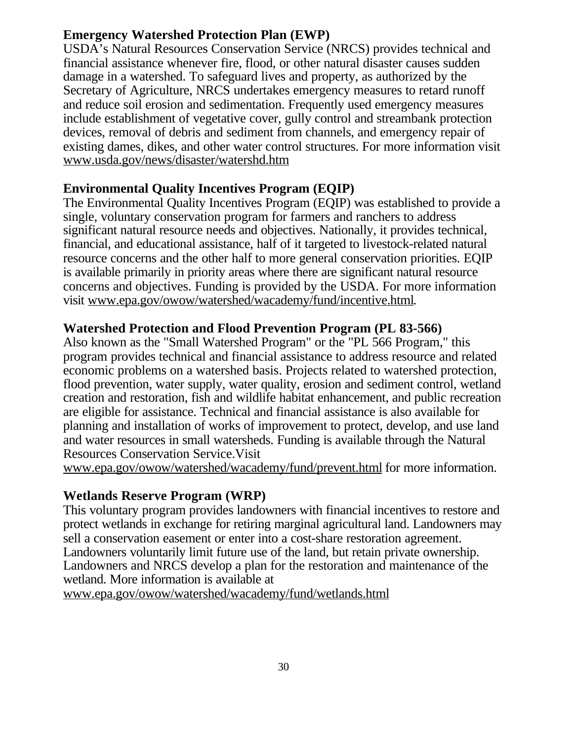**Emergency Watershed Protection Plan (EWP)**
USDA's Natural Resources Conservation Service (NRCS) provides technical and financial assistance whenever fire, flood, or other natural disaster causes sudden damage in a watershed. To safeguard lives and property, as authorized by the Secretary of Agriculture, NRCS undertakes emergency measures to retard runoff and reduce soil erosion and sedimentation. Frequently used emergency measures include establishment of vegetative cover, gully control and streambank protection devices, removal of debris and sediment from channels, and emergency repair of existing dames, dikes, and other water control structures. For more information visit www.usda.gov/news/disaster/watershd.htm

**Environmental Quality Incentives Program (EQIP)**
The Environmental Quality Incentives Program (EQIP) was established to provide a single, voluntary conservation program for farmers and ranchers to address significant natural resource needs and objectives. Nationally, it provides technical, financial, and educational assistance, half of it targeted to livestock-related natural resource concerns and the other half to more general conservation priorities. EQIP is available primarily in priority areas where there are significant natural resource concerns and objectives. Funding is provided by the USDA. For more information visit www.epa.gov/owow/watershed/wacademy/fund/incentive.html.

**Watershed Protection and Flood Prevention Program (PL 83-566)**
Also known as the "Small Watershed Program" or the "PL 566 Program," this program provides technical and financial assistance to address resource and related economic problems on a watershed basis. Projects related to watershed protection, flood prevention, water supply, water quality, erosion and sediment control, wetland creation and restoration, fish and wildlife habitat enhancement, and public recreation are eligible for assistance. Technical and financial assistance is also available for planning and installation of works of improvement to protect, develop, and use land and water resources in small watersheds. Funding is available through the Natural Resources Conservation Service.Visit www.epa.gov/owow/watershed/wacademy/fund/prevent.html for more information.

**Wetlands Reserve Program (WRP)**
This voluntary program provides landowners with financial incentives to restore and protect wetlands in exchange for retiring marginal agricultural land. Landowners may sell a conservation easement or enter into a cost-share restoration agreement. Landowners voluntarily limit future use of the land, but retain private ownership. Landowners and NRCS develop a plan for the restoration and maintenance of the wetland. More information is available at www.epa.gov/owow/watershed/wacademy/fund/wetlands.html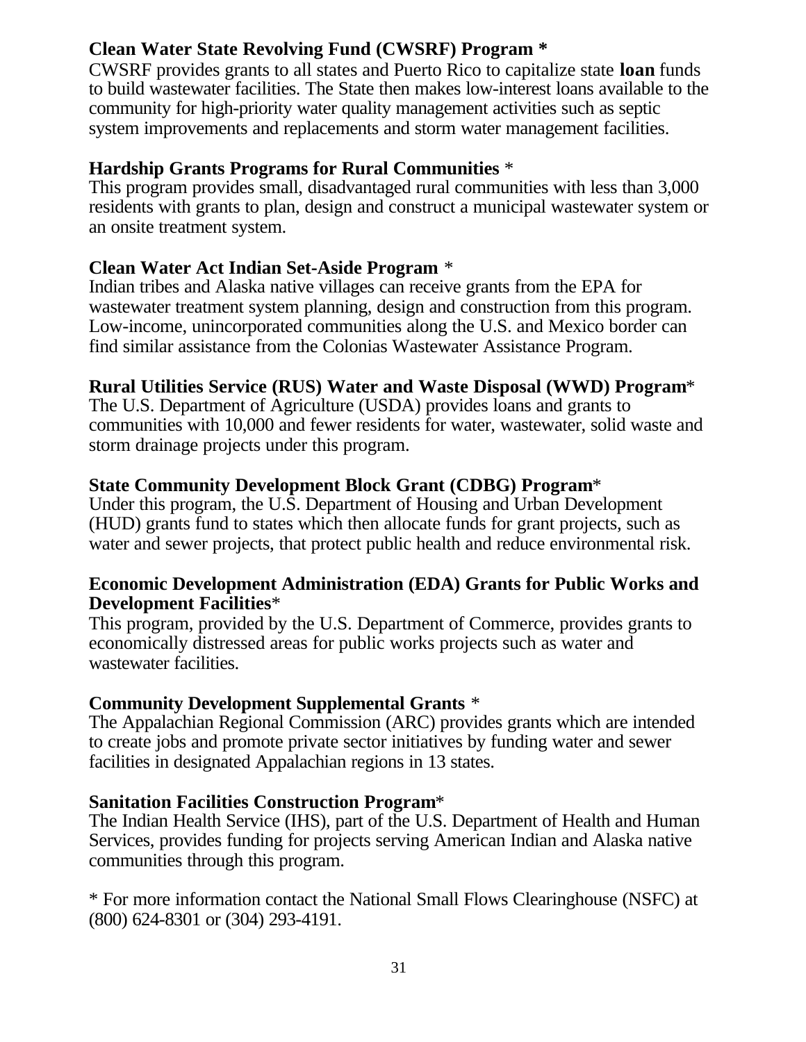**Clean Water State Revolving Fund (CWSRF) Program ***

CWSRF provides grants to all states and Puerto Rico to capitalize state **loan** funds to build wastewater facilities. The State then makes low-interest loans available to the community for high-priority water quality management activities such as septic system improvements and replacements and storm water management facilities.

**Hardship Grants Programs for Rural Communities** *

This program provides small, disadvantaged rural communities with less than 3,000 residents with grants to plan, design and construct a municipal wastewater system or an onsite treatment system.

**Clean Water Act Indian Set-Aside Program** *

Indian tribes and Alaska native villages can receive grants from the EPA for wastewater treatment system planning, design and construction from this program. Low-income, unincorporated communities along the U.S. and Mexico border can find similar assistance from the Colonias Wastewater Assistance Program.

**Rural Utilities Service (RUS) Water and Waste Disposal (WWD) Program***

The U.S. Department of Agriculture (USDA) provides loans and grants to communities with 10,000 and fewer residents for water, wastewater, solid waste and storm drainage projects under this program.

**State Community Development Block Grant (CDBG) Program***

Under this program, the U.S. Department of Housing and Urban Development (HUD) grants fund to states which then allocate funds for grant projects, such as water and sewer projects, that protect public health and reduce environmental risk.

**Economic Development Administration (EDA) Grants for Public Works and Development Facilities***

This program, provided by the U.S. Department of Commerce, provides grants to economically distressed areas for public works projects such as water and wastewater facilities.

**Community Development Supplemental Grants** *

The Appalachian Regional Commission (ARC) provides grants which are intended to create jobs and promote private sector initiatives by funding water and sewer facilities in designated Appalachian regions in 13 states.

**Sanitation Facilities Construction Program***

The Indian Health Service (IHS), part of the U.S. Department of Health and Human Services, provides funding for projects serving American Indian and Alaska native communities through this program.

* For more information contact the National Small Flows Clearinghouse (NSFC) at (800) 624-8301 or (304) 293-4191.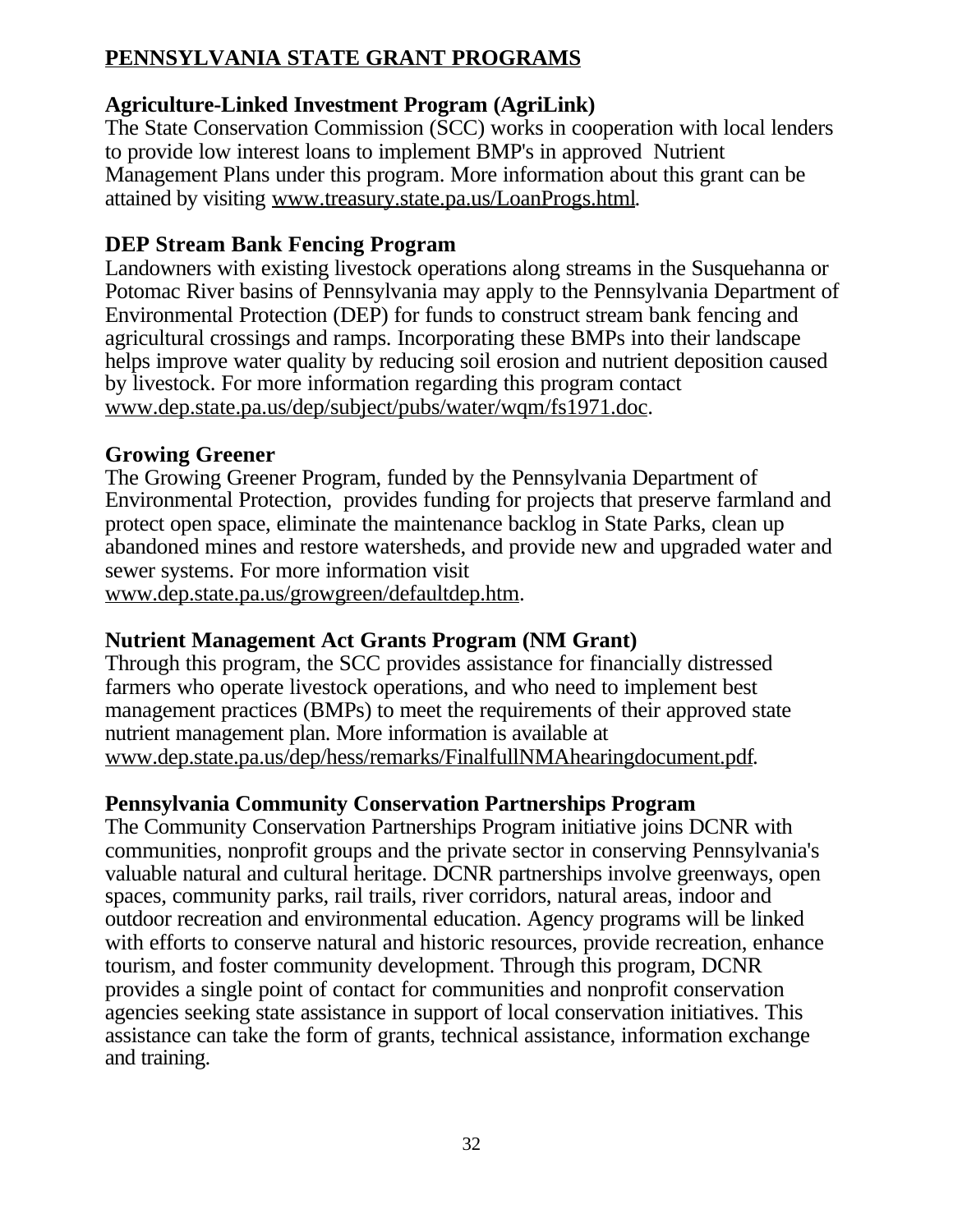## PENNSYLVANIA STATE GRANT PROGRAMS

### Agriculture-Linked Investment Program (AgriLink)

The State Conservation Commission (SCC) works in cooperation with local lenders to provide low interest loans to implement BMP's in approved Nutrient Management Plans under this program. More information about this grant can be attained by visiting www.treasury.state.pa.us/LoanProgs.html.

### DEP Stream Bank Fencing Program

Landowners with existing livestock operations along streams in the Susquehanna or Potomac River basins of Pennsylvania may apply to the Pennsylvania Department of Environmental Protection (DEP) for funds to construct stream bank fencing and agricultural crossings and ramps. Incorporating these BMPs into their landscape helps improve water quality by reducing soil erosion and nutrient deposition caused by livestock. For more information regarding this program contact www.dep.state.pa.us/dep/subject/pubs/water/wqm/fs1971.doc.

### Growing Greener

The Growing Greener Program, funded by the Pennsylvania Department of Environmental Protection, provides funding for projects that preserve farmland and protect open space, eliminate the maintenance backlog in State Parks, clean up abandoned mines and restore watersheds, and provide new and upgraded water and sewer systems. For more information visit www.dep.state.pa.us/growgreen/defaultdep.htm.

### Nutrient Management Act Grants Program (NM Grant)

Through this program, the SCC provides assistance for financially distressed farmers who operate livestock operations, and who need to implement best management practices (BMPs) to meet the requirements of their approved state nutrient management plan. More information is available at www.dep.state.pa.us/dep/hess/remarks/FinalfullNMAhearingdocument.pdf.

### Pennsylvania Community Conservation Partnerships Program

The Community Conservation Partnerships Program initiative joins DCNR with communities, nonprofit groups and the private sector in conserving Pennsylvania's valuable natural and cultural heritage. DCNR partnerships involve greenways, open spaces, community parks, rail trails, river corridors, natural areas, indoor and outdoor recreation and environmental education. Agency programs will be linked with efforts to conserve natural and historic resources, provide recreation, enhance tourism, and foster community development. Through this program, DCNR provides a single point of contact for communities and nonprofit conservation agencies seeking state assistance in support of local conservation initiatives. This assistance can take the form of grants, technical assistance, information exchange and training.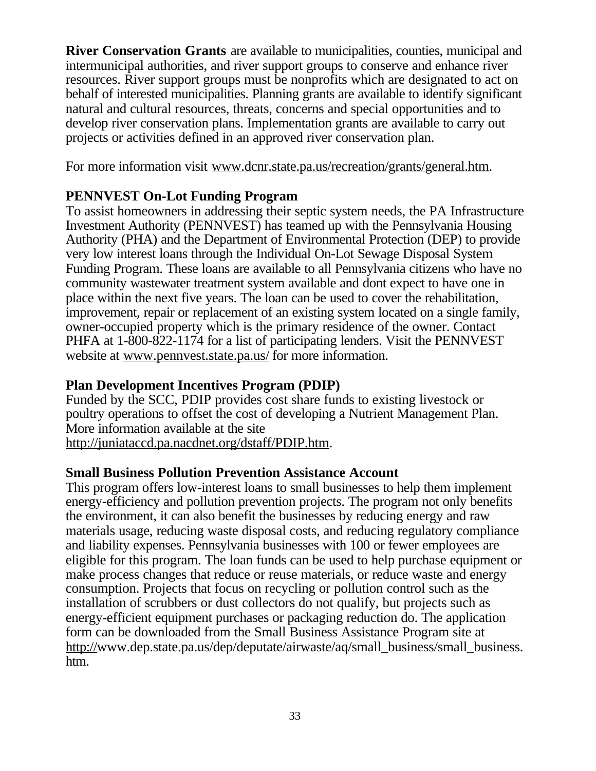**River Conservation Grants** are available to municipalities, counties, municipal and intermunicipal authorities, and river support groups to conserve and enhance river resources. River support groups must be nonprofits which are designated to act on behalf of interested municipalities. Planning grants are available to identify significant natural and cultural resources, threats, concerns and special opportunities and to develop river conservation plans. Implementation grants are available to carry out projects or activities defined in an approved river conservation plan.

For more information visit www.dcnr.state.pa.us/recreation/grants/general.htm.

**PENNVEST On-Lot Funding Program**

To assist homeowners in addressing their septic system needs, the PA Infrastructure Investment Authority (PENNVEST) has teamed up with the Pennsylvania Housing Authority (PHA) and the Department of Environmental Protection (DEP) to provide very low interest loans through the Individual On-Lot Sewage Disposal System Funding Program. These loans are available to all Pennsylvania citizens who have no community wastewater treatment system available and dont expect to have one in place within the next five years. The loan can be used to cover the rehabilitation, improvement, repair or replacement of an existing system located on a single family, owner-occupied property which is the primary residence of the owner. Contact PHFA at 1-800-822-1174 for a list of participating lenders. Visit the PENNVEST website at www.pennvest.state.pa.us/ for more information.

**Plan Development Incentives Program (PDIP)**

Funded by the SCC, PDIP provides cost share funds to existing livestock or poultry operations to offset the cost of developing a Nutrient Management Plan. More information available at the site http://juniataccd.pa.nacdnet.org/dstaff/PDIP.htm.

**Small Business Pollution Prevention Assistance Account**

This program offers low-interest loans to small businesses to help them implement energy-efficiency and pollution prevention projects. The program not only benefits the environment, it can also benefit the businesses by reducing energy and raw materials usage, reducing waste disposal costs, and reducing regulatory compliance and liability expenses. Pennsylvania businesses with 100 or fewer employees are eligible for this program. The loan funds can be used to help purchase equipment or make process changes that reduce or reuse materials, or reduce waste and energy consumption. Projects that focus on recycling or pollution control such as the installation of scrubbers or dust collectors do not qualify, but projects such as energy-efficient equipment purchases or packaging reduction do. The application form can be downloaded from the Small Business Assistance Program site at http://www.dep.state.pa.us/dep/deputate/airwaste/aq/small_business/small_business.htm.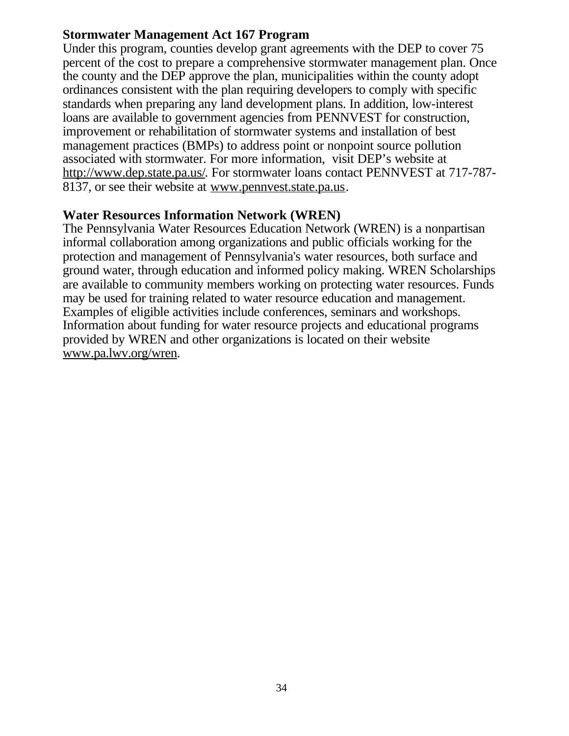**Stormwater Management Act 167 Program**

Under this program, counties develop grant agreements with the DEP to cover 75 percent of the cost to prepare a comprehensive stormwater management plan. Once the county and the DEP approve the plan, municipalities within the county adopt ordinances consistent with the plan requiring developers to comply with specific standards when preparing any land development plans. In addition, low-interest loans are available to government agencies from PENNVEST for construction, improvement or rehabilitation of stormwater systems and installation of best management practices (BMPs) to address point or nonpoint source pollution associated with stormwater. For more information, visit DEP's website at http://www.dep.state.pa.us/. For stormwater loans contact PENNVEST at 717-787-8137, or see their website at www.pennvest.state.pa.us.

**Water Resources Information Network (WREN)**

The Pennsylvania Water Resources Education Network (WREN) is a nonpartisan informal collaboration among organizations and public officials working for the protection and management of Pennsylvania's water resources, both surface and ground water, through education and informed policy making. WREN Scholarships are available to community members working on protecting water resources. Funds may be used for training related to water resource education and management. Examples of eligible activities include conferences, seminars and workshops. Information about funding for water resource projects and educational programs provided by WREN and other organizations is located on their website www.pa.lwv.org/wren.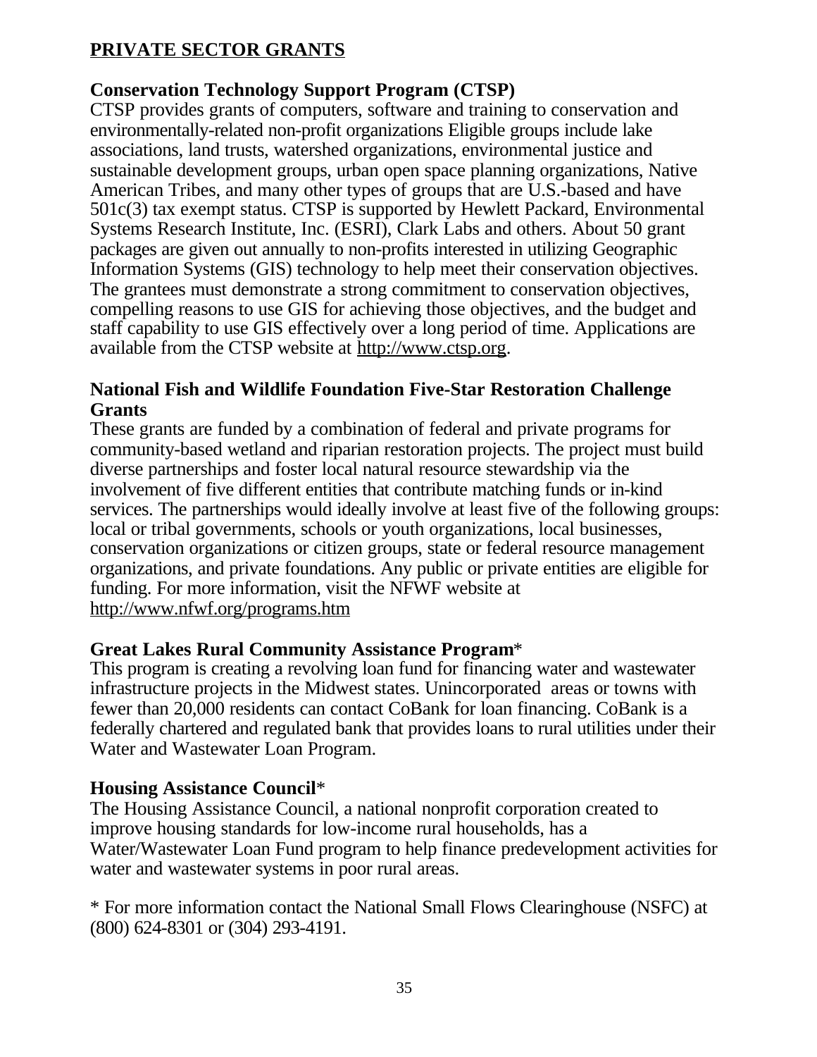## PRIVATE SECTOR GRANTS

**Conservation Technology Support Program (CTSP)**
CTSP provides grants of computers, software and training to conservation and environmentally-related non-profit organizations Eligible groups include lake associations, land trusts, watershed organizations, environmental justice and sustainable development groups, urban open space planning organizations, Native American Tribes, and many other types of groups that are U.S.-based and have 501c(3) tax exempt status. CTSP is supported by Hewlett Packard, Environmental Systems Research Institute, Inc. (ESRI), Clark Labs and others. About 50 grant packages are given out annually to non-profits interested in utilizing Geographic Information Systems (GIS) technology to help meet their conservation objectives. The grantees must demonstrate a strong commitment to conservation objectives, compelling reasons to use GIS for achieving those objectives, and the budget and staff capability to use GIS effectively over a long period of time. Applications are available from the CTSP website at http://www.ctsp.org.

**National Fish and Wildlife Foundation Five-Star Restoration Challenge Grants**
These grants are funded by a combination of federal and private programs for community-based wetland and riparian restoration projects. The project must build diverse partnerships and foster local natural resource stewardship via the involvement of five different entities that contribute matching funds or in-kind services. The partnerships would ideally involve at least five of the following groups: local or tribal governments, schools or youth organizations, local businesses, conservation organizations or citizen groups, state or federal resource management organizations, and private foundations. Any public or private entities are eligible for funding. For more information, visit the NFWF website at http://www.nfwf.org/programs.htm

**Great Lakes Rural Community Assistance Program***
This program is creating a revolving loan fund for financing water and wastewater infrastructure projects in the Midwest states. Unincorporated areas or towns with fewer than 20,000 residents can contact CoBank for loan financing. CoBank is a federally chartered and regulated bank that provides loans to rural utilities under their Water and Wastewater Loan Program.

**Housing Assistance Council***
The Housing Assistance Council, a national nonprofit corporation created to improve housing standards for low-income rural households, has a Water/Wastewater Loan Fund program to help finance predevelopment activities for water and wastewater systems in poor rural areas.

* For more information contact the National Small Flows Clearinghouse (NSFC) at (800) 624-8301 or (304) 293-4191.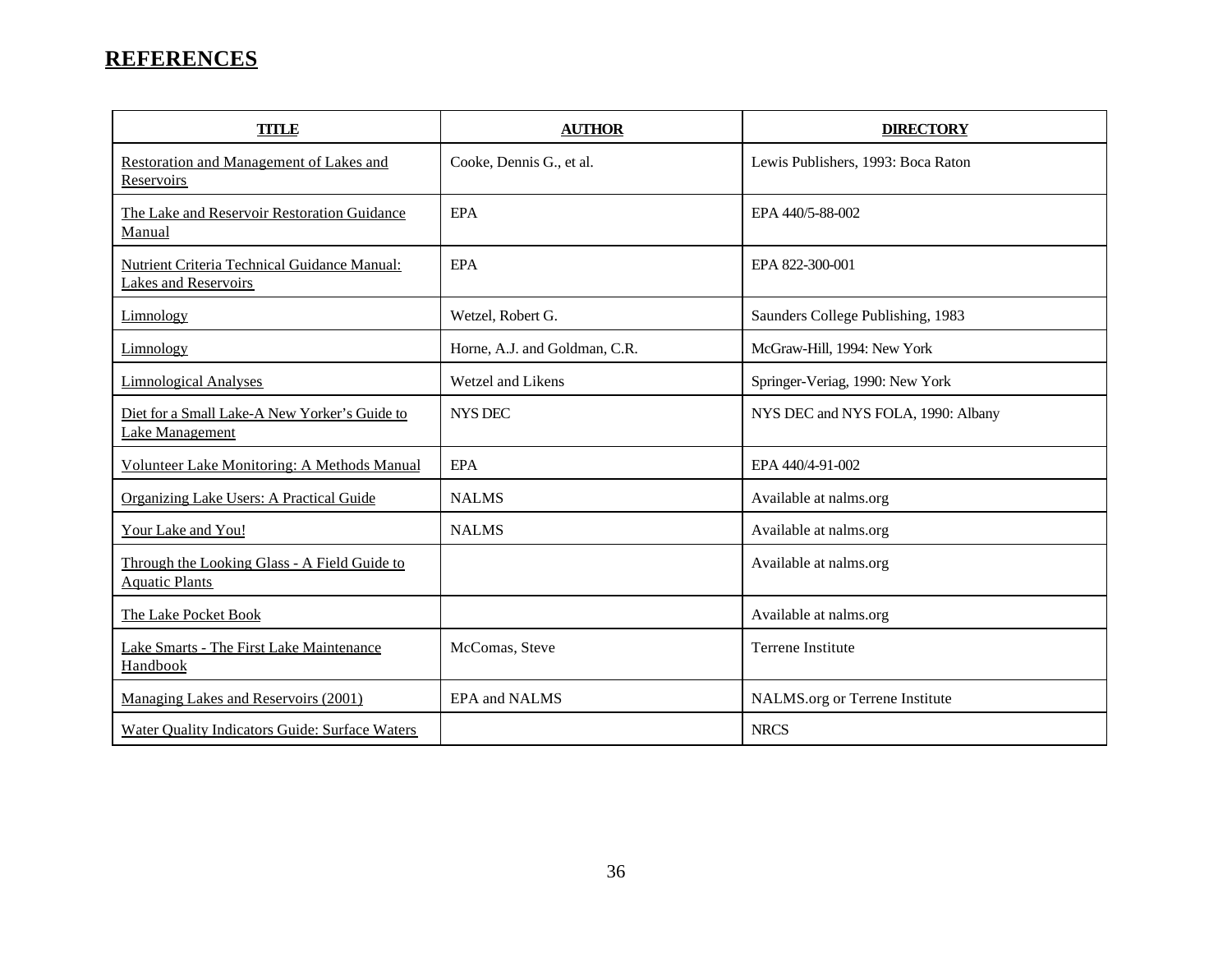# REFERENCES

| TITLE | AUTHOR | DIRECTORY |
| --- | --- | --- |
| Restoration and Management of Lakes and Reservoirs | Cooke, Dennis G., et al. | Lewis Publishers, 1993: Boca Raton |
| The Lake and Reservoir Restoration Guidance Manual | EPA | EPA 440/5-88-002 |
| Nutrient Criteria Technical Guidance Manual: Lakes and Reservoirs | EPA | EPA 822-300-001 |
| Limnology | Wetzel, Robert G. | Saunders College Publishing, 1983 |
| Limnology | Horne, A.J. and Goldman, C.R. | McGraw-Hill, 1994: New York |
| Limnological Analyses | Wetzel and Likens | Springer-Veriag, 1990: New York |
| Diet for a Small Lake-A New Yorker's Guide to Lake Management | NYS DEC | NYS DEC and NYS FOLA, 1990: Albany |
| Volunteer Lake Monitoring: A Methods Manual | EPA | EPA 440/4-91-002 |
| Organizing Lake Users: A Practical Guide | NALMS | Available at nalms.org |
| Your Lake and You! | NALMS | Available at nalms.org |
| Through the Looking Glass - A Field Guide to Aquatic Plants | | Available at nalms.org |
| The Lake Pocket Book | | Available at nalms.org |
| Lake Smarts - The First Lake Maintenance Handbook | McComas, Steve | Terrene Institute |
| Managing Lakes and Reservoirs (2001) | EPA and NALMS | NALMS.org or Terrene Institute |
| Water Quality Indicators Guide: Surface Waters | | NRCS |